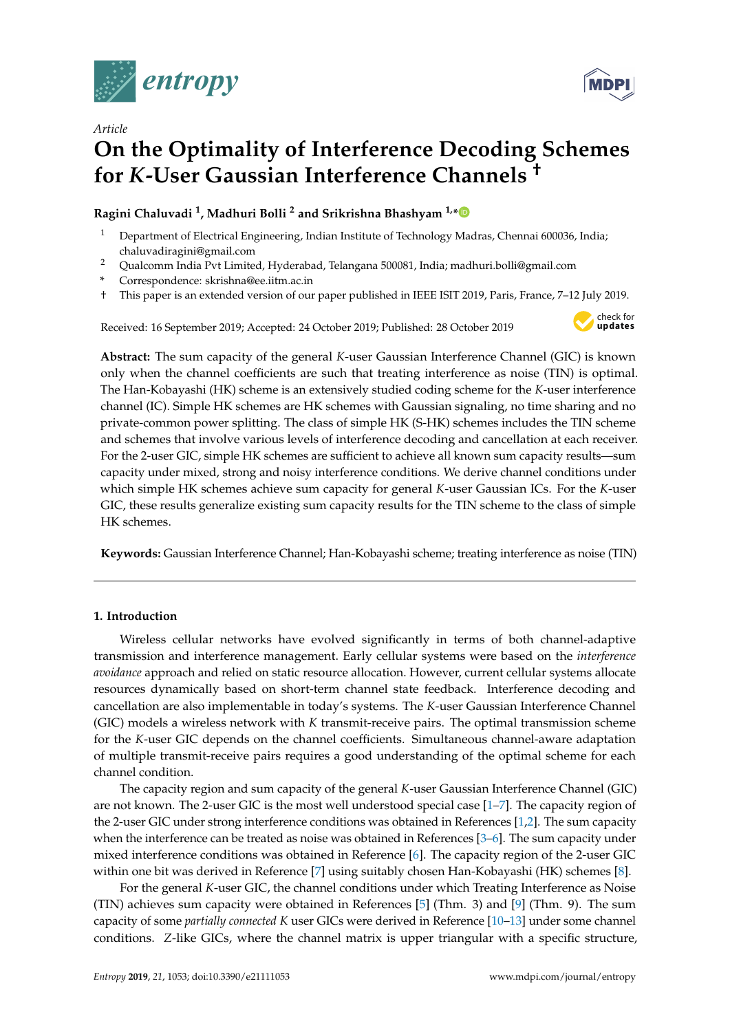*Article*

# On the Optimality of Interference Decoding Schemes for $K$-User Gaussian Interference Channels †

**Ragini Chaluvadi [1], Madhuri Bolli [2] and Srikrishna Bhashyam [1,*]**

[1] Department of Electrical Engineering, Indian Institute of Technology Madras, Chennai 600036, India; chaluvadiragini@gmail.com

[2] Qualcomm India Pvt Limited, Hyderabad, Telangana 500081, India; madhuri.bolli@gmail.com

* Correspondence: skrishna@ee.iitm.ac.in

† This paper is an extended version of our paper published in IEEE ISIT 2019, Paris, France, 7–12 July 2019.

Received: 16 September 2019; Accepted: 24 October 2019; Published: 28 October 2019

**Abstract:** The sum capacity of the general $K$-user Gaussian Interference Channel (GIC) is known only when the channel coefficients are such that treating interference as noise (TIN) is optimal. The Han-Kobayashi (HK) scheme is an extensively studied coding scheme for the $K$-user interference channel (IC). Simple HK schemes are HK schemes with Gaussian signaling, no time sharing and no private-common power splitting. The class of simple HK (S-HK) schemes includes the TIN scheme and schemes that involve various levels of interference decoding and cancellation at each receiver. For the 2-user GIC, simple HK schemes are sufficient to achieve all known sum capacity results—sum capacity under mixed, strong and noisy interference conditions. We derive channel conditions under which simple HK schemes achieve sum capacity for general $K$-user Gaussian ICs. For the $K$-user GIC, these results generalize existing sum capacity results for the TIN scheme to the class of simple HK schemes.

**Keywords:** Gaussian Interference Channel; Han-Kobayashi scheme; treating interference as noise (TIN)

## 1. Introduction

Wireless cellular networks have evolved significantly in terms of both channel-adaptive transmission and interference management. Early cellular systems were based on the *interference avoidance* approach and relied on static resource allocation. However, current cellular systems allocate resources dynamically based on short-term channel state feedback. Interference decoding and cancellation are also implementable in today's systems. The $K$-user Gaussian Interference Channel (GIC) models a wireless network with $K$ transmit-receive pairs. The optimal transmission scheme for the $K$-user GIC depends on the channel coefficients. Simultaneous channel-aware adaptation of multiple transmit-receive pairs requires a good understanding of the optimal scheme for each channel condition.

The capacity region and sum capacity of the general $K$-user Gaussian Interference Channel (GIC) are not known. The 2-user GIC is the most well understood special case [1–7]. The capacity region of the 2-user GIC under strong interference conditions was obtained in References [1,2]. The sum capacity when the interference can be treated as noise was obtained in References [3–6]. The sum capacity under mixed interference conditions was obtained in Reference [6]. The capacity region of the 2-user GIC within one bit was derived in Reference [7] using suitably chosen Han-Kobayashi (HK) schemes [8].

For the general $K$-user GIC, the channel conditions under which Treating Interference as Noise (TIN) achieves sum capacity were obtained in References [5] (Thm. 3) and [9] (Thm. 9). The sum capacity of some *partially connected* $K$ user GICs were derived in Reference [10–13] under some channel conditions. $Z$-like GICs, where the channel matrix is upper triangular with a specific structure,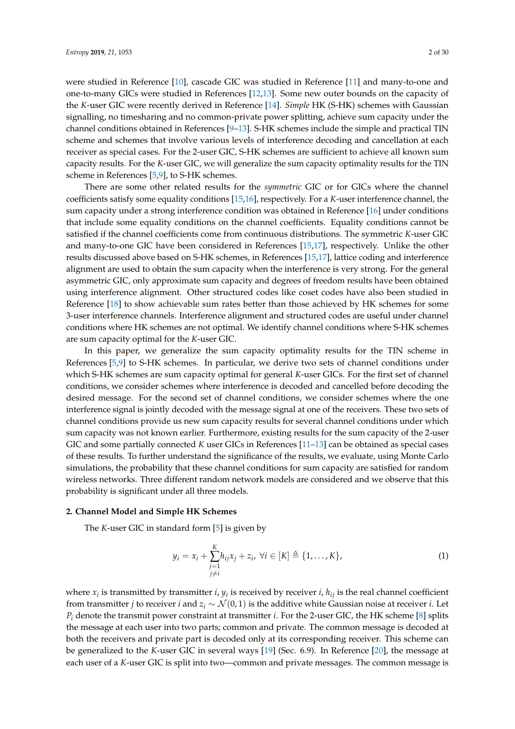were studied in Reference [10], cascade GIC was studied in Reference [11] and many-to-one and one-to-many GICs were studied in References [12,13]. Some new outer bounds on the capacity of the $K$-user GIC were recently derived in Reference [14]. *Simple* HK (S-HK) schemes with Gaussian signalling, no timesharing and no common-private power splitting, achieve sum capacity under the channel conditions obtained in References [9–13]. S-HK schemes include the simple and practical TIN scheme and schemes that involve various levels of interference decoding and cancellation at each receiver as special cases. For the 2-user GIC, S-HK schemes are sufficient to achieve all known sum capacity results. For the $K$-user GIC, we will generalize the sum capacity optimality results for the TIN scheme in References [5,9], to S-HK schemes.

There are some other related results for the *symmetric* GIC or for GICs where the channel coefficients satisfy some equality conditions [15,16], respectively. For a $K$-user interference channel, the sum capacity under a strong interference condition was obtained in Reference [16] under conditions that include some equality conditions on the channel coefficients. Equality conditions cannot be satisfied if the channel coefficients come from continuous distributions. The symmetric $K$-user GIC and many-to-one GIC have been considered in References [15,17], respectively. Unlike the other results discussed above based on S-HK schemes, in References [15,17], lattice coding and interference alignment are used to obtain the sum capacity when the interference is very strong. For the general asymmetric GIC, only approximate sum capacity and degrees of freedom results have been obtained using interference alignment. Other structured codes like coset codes have also been studied in Reference [18] to show achievable sum rates better than those achieved by HK schemes for some 3-user interference channels. Interference alignment and structured codes are useful under channel conditions where HK schemes are not optimal. We identify channel conditions where S-HK schemes are sum capacity optimal for the $K$-user GIC.

In this paper, we generalize the sum capacity optimality results for the TIN scheme in References [5,9] to S-HK schemes. In particular, we derive two sets of channel conditions under which S-HK schemes are sum capacity optimal for general $K$-user GICs. For the first set of channel conditions, we consider schemes where interference is decoded and cancelled before decoding the desired message. For the second set of channel conditions, we consider schemes where the one interference signal is jointly decoded with the message signal at one of the receivers. These two sets of channel conditions provide us new sum capacity results for several channel conditions under which sum capacity was not known earlier. Furthermore, existing results for the sum capacity of the 2-user GIC and some partially connected $K$ user GICs in References [11–13] can be obtained as special cases of these results. To further understand the significance of the results, we evaluate, using Monte Carlo simulations, the probability that these channel conditions for sum capacity are satisfied for random wireless networks. Three different random network models are considered and we observe that this probability is significant under all three models.

## 2. Channel Model and Simple HK Schemes

The $K$-user GIC in standard form [5] is given by

$$y_i = x_i + \sum_{\substack{j=1 \\ j \neq i}}^{K} h_{ij} x_j + z_i, \ \forall i \in [K] \triangleq \{1, \ldots, K\}, \tag{1}$$

where $x_i$ is transmitted by transmitter $i$, $y_i$ is received by receiver $i$, $h_{ij}$ is the real channel coefficient from transmitter $j$ to receiver $i$ and $z_i \sim \mathcal{N}(0,1)$ is the additive white Gaussian noise at receiver $i$. Let $P_i$ denote the transmit power constraint at transmitter $i$. For the 2-user GIC, the HK scheme [8] splits the message at each user into two parts; common and private. The common message is decoded at both the receivers and private part is decoded only at its corresponding receiver. This scheme can be generalized to the $K$-user GIC in several ways [19] (Sec. 6.9). In Reference [20], the message at each user of a $K$-user GIC is split into two—common and private messages. The common message is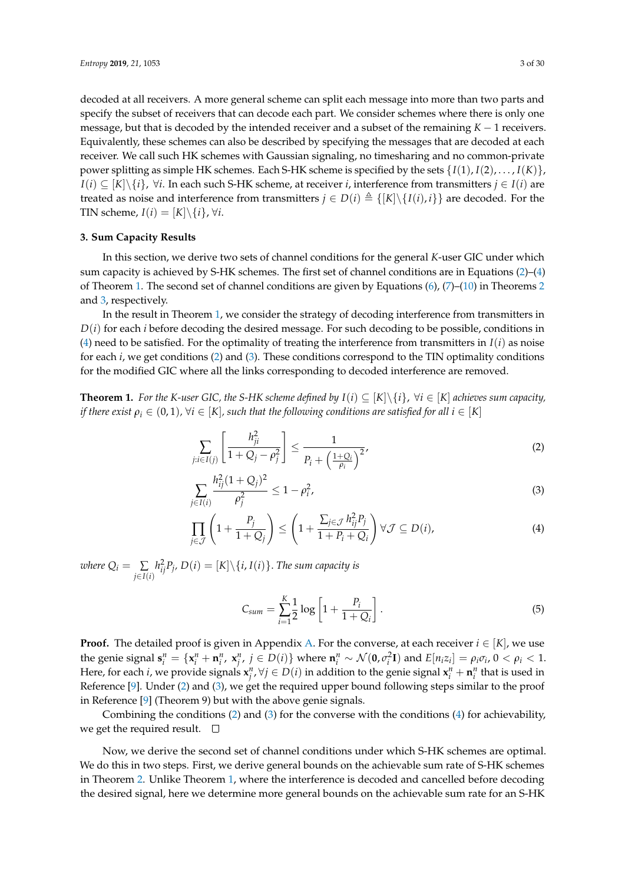decoded at all receivers. A more general scheme can split each message into more than two parts and specify the subset of receivers that can decode each part. We consider schemes where there is only one message, but that is decoded by the intended receiver and a subset of the remaining $K-1$ receivers. Equivalently, these schemes can also be described by specifying the messages that are decoded at each receiver. We call such HK schemes with Gaussian signaling, no timesharing and no common-private power splitting as simple HK schemes. Each S-HK scheme is specified by the sets $\{I(1), I(2), \ldots, I(K)\}$, $I(i) \subseteq [K]\backslash\{i\}$, $\forall i$. In each such S-HK scheme, at receiver $i$, interference from transmitters $j \in I(i)$ are treated as noise and interference from transmitters $j \in D(i) \triangleq \{[K]\backslash\{I(i), i\}\}$ are decoded. For the TIN scheme, $I(i) = [K]\backslash\{i\}$, $\forall i$.

## 3. Sum Capacity Results

In this section, we derive two sets of channel conditions for the general $K$-user GIC under which sum capacity is achieved by S-HK schemes. The first set of channel conditions are in Equations (2)–(4) of Theorem 1. The second set of channel conditions are given by Equations (6), (7)–(10) in Theorems 2 and 3, respectively.

In the result in Theorem 1, we consider the strategy of decoding interference from transmitters in $D(i)$ for each $i$ before decoding the desired message. For such decoding to be possible, conditions in (4) need to be satisfied. For the optimality of treating the interference from transmitters in $I(i)$ as noise for each $i$, we get conditions (2) and (3). These conditions correspond to the TIN optimality conditions for the modified GIC where all the links corresponding to decoded interference are removed.

**Theorem 1.** *For the $K$-user GIC, the S-HK scheme defined by $I(i) \subseteq [K]\backslash\{i\}$, $\forall i \in [K]$ achieves sum capacity, if there exist $\rho_i \in (0,1)$, $\forall i \in [K]$, such that the following conditions are satisfied for all $i \in [K]$*

$$\sum_{j:i \in I(j)} \left[ \frac{h_{ji}^2}{1+Q_j-\rho_j^2} \right] \leq \frac{1}{P_i + \left(\frac{1+Q_i}{\rho_i}\right)^2}, \tag{2}$$

$$\sum_{j \in I(i)} \frac{h_{ij}^2 (1+Q_j)^2}{\rho_j^2} \leq 1-\rho_i^2, \tag{3}$$

$$\prod_{j \in \mathcal{J}} \left(1+\frac{P_j}{1+Q_j}\right) \leq \left(1+\frac{\sum_{j \in \mathcal{J}} h_{ij}^2 P_j}{1+P_i+Q_i}\right) \forall \mathcal{J} \subseteq D(i), \tag{4}$$

*where $Q_i = \sum\limits_{j \in I(i)} h_{ij}^2 P_j$, $D(i) = [K]\backslash\{i, I(i)\}$. The sum capacity is*

$$C_{sum} = \sum_{i=1}^{K} \frac{1}{2} \log\left[1+\frac{P_i}{1+Q_i}\right]. \tag{5}$$

**Proof.** The detailed proof is given in Appendix A. For the converse, at each receiver $i \in [K]$, we use the genie signal $\mathbf{s}_i^n = \{\mathbf{x}_i^n + \mathbf{n}_i^n,\ \mathbf{x}_j^n,\ j \in D(i)\}$ where $\mathbf{n}_i^n \sim \mathcal{N}(\mathbf{0}, \sigma_i^2 \mathbf{I})$ and $E[n_i z_i] = \rho_i \sigma_i$, $0 < \rho_i < 1$. Here, for each $i$, we provide signals $\mathbf{x}_j^n, \forall j \in D(i)$ in addition to the genie signal $\mathbf{x}_i^n + \mathbf{n}_i^n$ that is used in Reference [9]. Under (2) and (3), we get the required upper bound following steps similar to the proof in Reference [9] (Theorem 9) but with the above genie signals.

Combining the conditions (2) and (3) for the converse with the conditions (4) for achievability, we get the required result. □

Now, we derive the second set of channel conditions under which S-HK schemes are optimal. We do this in two steps. First, we derive general bounds on the achievable sum rate of S-HK schemes in Theorem 2. Unlike Theorem 1, where the interference is decoded and cancelled before decoding the desired signal, here we determine more general bounds on the achievable sum rate for an S-HK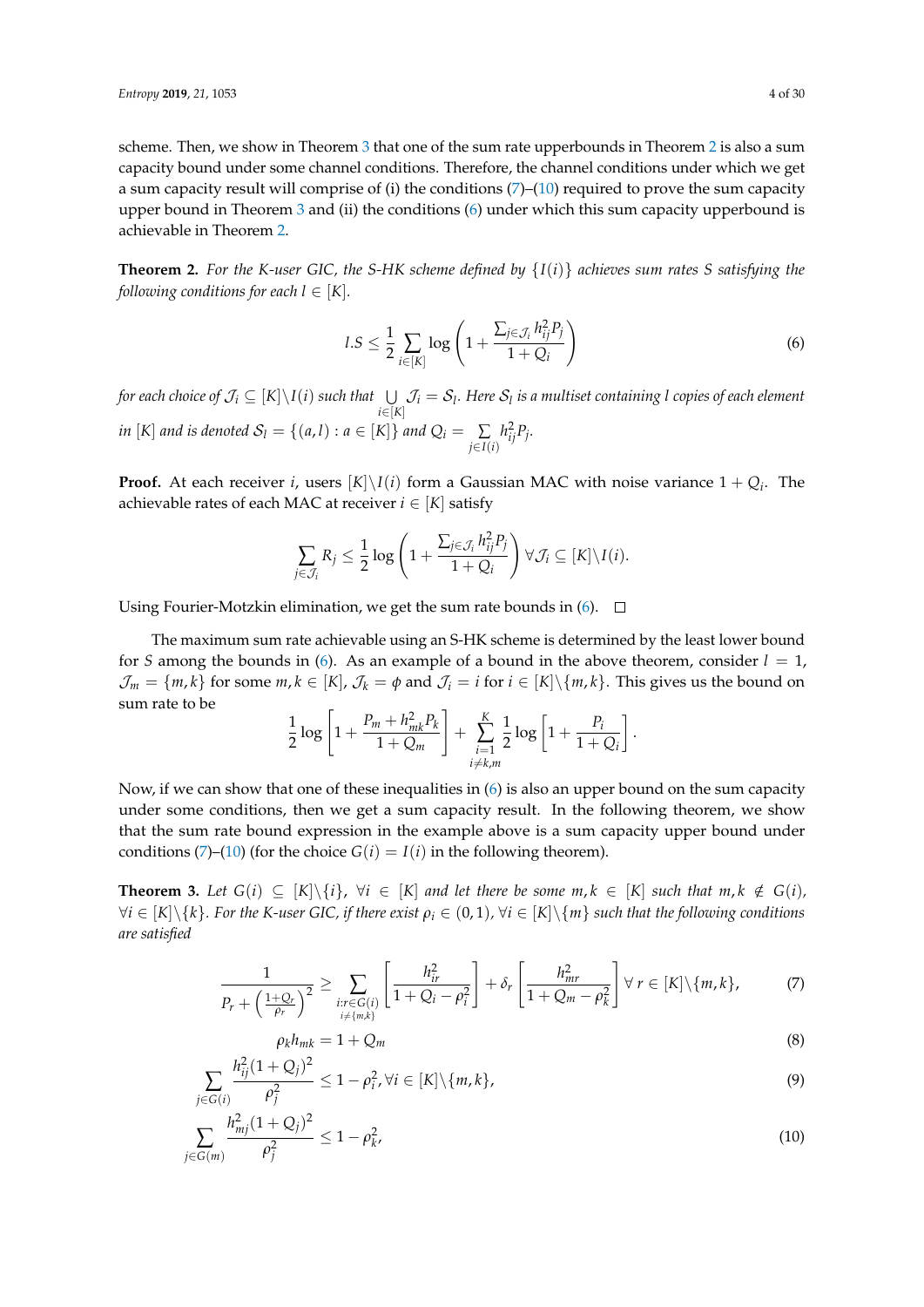scheme. Then, we show in Theorem 3 that one of the sum rate upperbounds in Theorem 2 is also a sum capacity bound under some channel conditions. Therefore, the channel conditions under which we get a sum capacity result will comprise of (i) the conditions (7)–(10) required to prove the sum capacity upper bound in Theorem 3 and (ii) the conditions (6) under which this sum capacity upperbound is achievable in Theorem 2.

**Theorem 2.** *For the K-user GIC, the S-HK scheme defined by $\{I(i)\}$ achieves sum rates $S$ satisfying the following conditions for each $l \in [K]$.*

$$l.S \leq \frac{1}{2} \sum_{i \in [K]} \log \left( 1 + \frac{\sum_{j \in \mathcal{J}_i} h_{ij}^2 P_j}{1 + Q_i} \right) \tag{6}$$

*for each choice of $\mathcal{J}_i \subseteq [K] \backslash I(i)$ such that $\bigcup_{i \in [K]} \mathcal{J}_i = \mathcal{S}_l$. Here $\mathcal{S}_l$ is a multiset containing $l$ copies of each element in $[K]$ and is denoted $\mathcal{S}_l = \{(a, l) : a \in [K]\}$ and $Q_i = \sum_{j \in I(i)} h_{ij}^2 P_j$.*

**Proof.** At each receiver $i$, users $[K] \backslash I(i)$ form a Gaussian MAC with noise variance $1 + Q_i$. The achievable rates of each MAC at receiver $i \in [K]$ satisfy

$$\sum_{j \in \mathcal{J}_i} R_j \leq \frac{1}{2} \log \left( 1 + \frac{\sum_{j \in \mathcal{J}_i} h_{ij}^2 P_j}{1 + Q_i} \right) \forall \mathcal{J}_i \subseteq [K] \backslash I(i).$$

Using Fourier-Motzkin elimination, we get the sum rate bounds in (6). □

The maximum sum rate achievable using an S-HK scheme is determined by the least lower bound for $S$ among the bounds in (6). As an example of a bound in the above theorem, consider $l = 1$, $\mathcal{J}_m = \{m, k\}$ for some $m, k \in [K]$, $\mathcal{J}_k = \phi$ and $\mathcal{J}_i = i$ for $i \in [K] \backslash \{m, k\}$. This gives us the bound on sum rate to be

$$\frac{1}{2} \log \left[ 1 + \frac{P_m + h_{mk}^2 P_k}{1 + Q_m} \right] + \sum_{\substack{i=1 \\ i \neq k, m}}^{K} \frac{1}{2} \log \left[ 1 + \frac{P_i}{1 + Q_i} \right].$$

Now, if we can show that one of these inequalities in (6) is also an upper bound on the sum capacity under some conditions, then we get a sum capacity result. In the following theorem, we show that the sum rate bound expression in the example above is a sum capacity upper bound under conditions (7)–(10) (for the choice $G(i) = I(i)$ in the following theorem).

**Theorem 3.** *Let $G(i) \subseteq [K] \backslash \{i\}$, $\forall i \in [K]$ and let there be some $m, k \in [K]$ such that $m, k \notin G(i)$, $\forall i \in [K] \backslash \{k\}$. For the K-user GIC, if there exist $\rho_i \in (0, 1)$, $\forall i \in [K] \backslash \{m\}$ such that the following conditions are satisfied*

$$\frac{1}{P_r + \left( \frac{1 + Q_r}{\rho_r} \right)^2} \geq \sum_{\substack{i: r \in G(i) \\ i \neq \{m, k\}}} \left[ \frac{h_{ir}^2}{1 + Q_i - \rho_i^2} \right] + \delta_r \left[ \frac{h_{mr}^2}{1 + Q_m - \rho_k^2} \right] \forall\, r \in [K] \backslash \{m, k\}, \tag{7}$$

$$\rho_k h_{mk} = 1 + Q_m \tag{8}$$

$$\sum_{j \in G(i)} \frac{h_{ij}^2 (1 + Q_j)^2}{\rho_j^2} \leq 1 - \rho_i^2, \forall i \in [K] \backslash \{m, k\}, \tag{9}$$

$$\sum_{j \in G(m)} \frac{h_{mj}^2 (1 + Q_j)^2}{\rho_j^2} \leq 1 - \rho_k^2, \tag{10}$$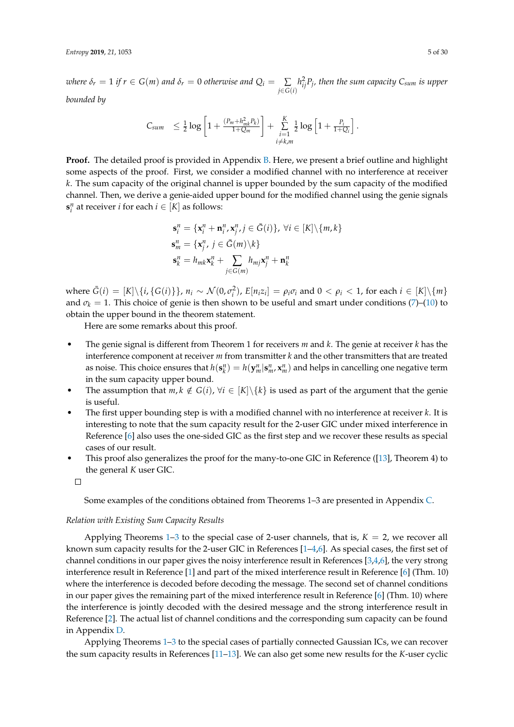*where* $\delta_r = 1$ *if* $r \in G(m)$ *and* $\delta_r = 0$ *otherwise and* $Q_i = \sum_{j \in G(i)} h_{ij}^2 P_j$, *then the sum capacity* $C_{sum}$ *is upper bounded by*

$$C_{sum} \leq \frac{1}{2} \log \left[ 1 + \frac{(P_m + h_{mk}^2 P_k)}{1 + Q_m} \right] + \sum_{\substack{i=1 \\ i \neq k,m}}^{K} \frac{1}{2} \log \left[ 1 + \frac{P_i}{1 + Q_i} \right].$$

**Proof.** The detailed proof is provided in Appendix B. Here, we present a brief outline and highlight some aspects of the proof. First, we consider a modified channel with no interference at receiver $k$. The sum capacity of the original channel is upper bounded by the sum capacity of the modified channel. Then, we derive a genie-aided upper bound for the modified channel using the genie signals $\mathbf{s}_i^n$ at receiver $i$ for each $i \in [K]$ as follows:

$$\begin{aligned}
\mathbf{s}_i^n &= \{\mathbf{x}_i^n + \mathbf{n}_i^n, \mathbf{x}_j^n, j \in \bar{G}(i)\}, \ \forall i \in [K] \backslash \{m, k\} \\
\mathbf{s}_m^n &= \{\mathbf{x}_j^n, \ j \in \bar{G}(m) \backslash k\} \\
\mathbf{s}_k^n &= h_{mk} \mathbf{x}_k^n + \sum_{j \in G(m)} h_{mj} \mathbf{x}_j^n + \mathbf{n}_k^n
\end{aligned}$$

where $\bar{G}(i) = [K] \backslash \{i, \{G(i)\}\}$, $n_i \sim \mathcal{N}(0, \sigma_i^2)$, $E[n_i z_i] = \rho_i \sigma_i$ and $0 < \rho_i < 1$, for each $i \in [K] \backslash \{m\}$ and $\sigma_k = 1$. This choice of genie is then shown to be useful and smart under conditions (7)–(10) to obtain the upper bound in the theorem statement.

Here are some remarks about this proof.

- The genie signal is different from Theorem 1 for receivers $m$ and $k$. The genie at receiver $k$ has the interference component at receiver $m$ from transmitter $k$ and the other transmitters that are treated as noise. This choice ensures that $h(\mathbf{s}_k^n) = h(\mathbf{y}_m^n | \mathbf{s}_m^n, \mathbf{x}_m^n)$ and helps in cancelling one negative term in the sum capacity upper bound.
- The assumption that $m, k \notin G(i)$, $\forall i \in [K] \backslash \{k\}$ is used as part of the argument that the genie is useful.
- The first upper bounding step is with a modified channel with no interference at receiver $k$. It is interesting to note that the sum capacity result for the 2-user GIC under mixed interference in Reference [6] also uses the one-sided GIC as the first step and we recover these results as special cases of our result.
- This proof also generalizes the proof for the many-to-one GIC in Reference ([13], Theorem 4) to the general $K$ user GIC.

□

Some examples of the conditions obtained from Theorems 1–3 are presented in Appendix C.

*Relation with Existing Sum Capacity Results*

Applying Theorems 1–3 to the special case of 2-user channels, that is, $K = 2$, we recover all known sum capacity results for the 2-user GIC in References [1–4,6]. As special cases, the first set of channel conditions in our paper gives the noisy interference result in References [3,4,6], the very strong interference result in Reference [1] and part of the mixed interference result in Reference [6] (Thm. 10) where the interference is decoded before decoding the message. The second set of channel conditions in our paper gives the remaining part of the mixed interference result in Reference [6] (Thm. 10) where the interference is jointly decoded with the desired message and the strong interference result in Reference [2]. The actual list of channel conditions and the corresponding sum capacity can be found in Appendix D.

Applying Theorems 1–3 to the special cases of partially connected Gaussian ICs, we can recover the sum capacity results in References [11–13]. We can also get some new results for the $K$-user cyclic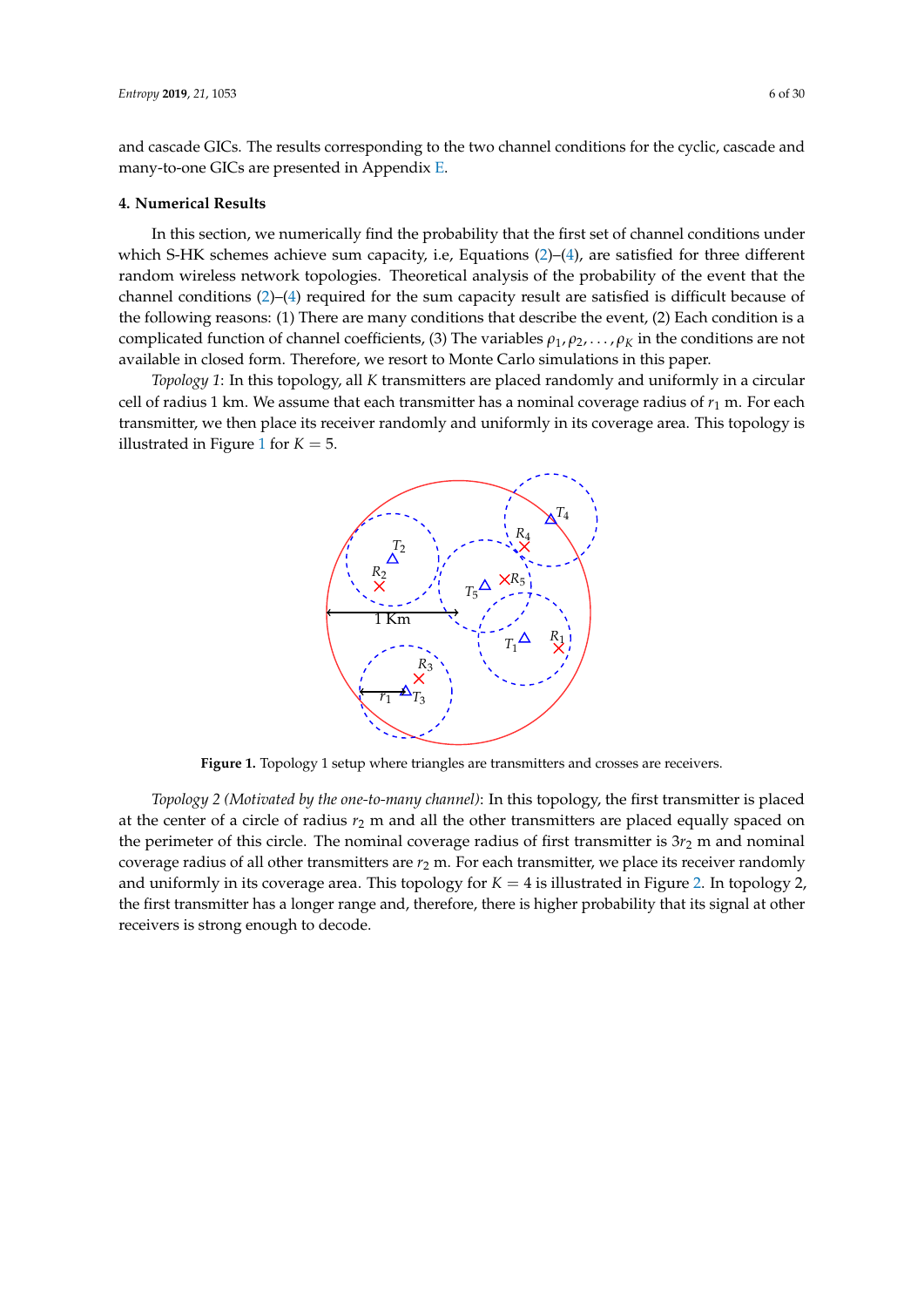and cascade GICs. The results corresponding to the two channel conditions for the cyclic, cascade and many-to-one GICs are presented in Appendix E.

## 4. Numerical Results

In this section, we numerically find the probability that the first set of channel conditions under which S-HK schemes achieve sum capacity, i.e, Equations (2)–(4), are satisfied for three different random wireless network topologies. Theoretical analysis of the probability of the event that the channel conditions (2)–(4) required for the sum capacity result are satisfied is difficult because of the following reasons: (1) There are many conditions that describe the event, (2) Each condition is a complicated function of channel coefficients, (3) The variables $\rho_1, \rho_2, \ldots, \rho_K$ in the conditions are not available in closed form. Therefore, we resort to Monte Carlo simulations in this paper.

*Topology 1*: In this topology, all $K$ transmitters are placed randomly and uniformly in a circular cell of radius 1 km. We assume that each transmitter has a nominal coverage radius of $r_1$ m. For each transmitter, we then place its receiver randomly and uniformly in its coverage area. This topology is illustrated in Figure 1 for $K = 5$.

**Figure 1.** Topology 1 setup where triangles are transmitters and crosses are receivers.

*Topology 2 (Motivated by the one-to-many channel)*: In this topology, the first transmitter is placed at the center of a circle of radius $r_2$ m and all the other transmitters are placed equally spaced on the perimeter of this circle. The nominal coverage radius of first transmitter is $3r_2$ m and nominal coverage radius of all other transmitters are $r_2$ m. For each transmitter, we place its receiver randomly and uniformly in its coverage area. This topology for $K = 4$ is illustrated in Figure 2. In topology 2, the first transmitter has a longer range and, therefore, there is higher probability that its signal at other receivers is strong enough to decode.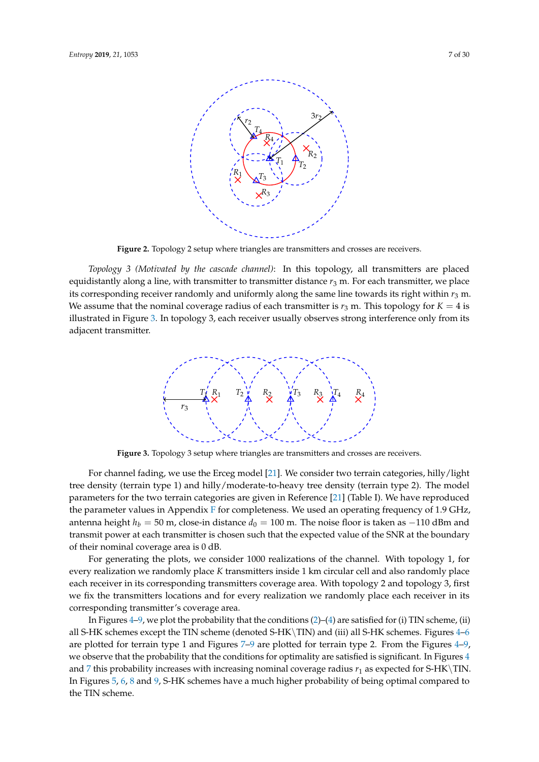**Figure 2.** Topology 2 setup where triangles are transmitters and crosses are receivers.

*Topology 3 (Motivated by the cascade channel)*: In this topology, all transmitters are placed equidistantly along a line, with transmitter to transmitter distance $r_3$ m. For each transmitter, we place its corresponding receiver randomly and uniformly along the same line towards its right within $r_3$ m. We assume that the nominal coverage radius of each transmitter is $r_3$ m. This topology for $K = 4$ is illustrated in Figure 3. In topology 3, each receiver usually observes strong interference only from its adjacent transmitter.

**Figure 3.** Topology 3 setup where triangles are transmitters and crosses are receivers.

For channel fading, we use the Erceg model [21]. We consider two terrain categories, hilly/light tree density (terrain type 1) and hilly/moderate-to-heavy tree density (terrain type 2). The model parameters for the two terrain categories are given in Reference [21] (Table I). We have reproduced the parameter values in Appendix F for completeness. We used an operating frequency of 1.9 GHz, antenna height $h_b = 50$ m, close-in distance $d_0 = 100$ m. The noise floor is taken as $-110$ dBm and transmit power at each transmitter is chosen such that the expected value of the SNR at the boundary of their nominal coverage area is 0 dB.

For generating the plots, we consider 1000 realizations of the channel. With topology 1, for every realization we randomly place $K$ transmitters inside 1 km circular cell and also randomly place each receiver in its corresponding transmitters coverage area. With topology 2 and topology 3, first we fix the transmitters locations and for every realization we randomly place each receiver in its corresponding transmitter's coverage area.

In Figures 4–9, we plot the probability that the conditions (2)–(4) are satisfied for (i) TIN scheme, (ii) all S-HK schemes except the TIN scheme (denoted S-HK\TIN) and (iii) all S-HK schemes. Figures 4–6 are plotted for terrain type 1 and Figures 7–9 are plotted for terrain type 2. From the Figures 4–9, we observe that the probability that the conditions for optimality are satisfied is significant. In Figures 4 and 7 this probability increases with increasing nominal coverage radius $r_1$ as expected for S-HK\TIN. In Figures 5, 6, 8 and 9, S-HK schemes have a much higher probability of being optimal compared to the TIN scheme.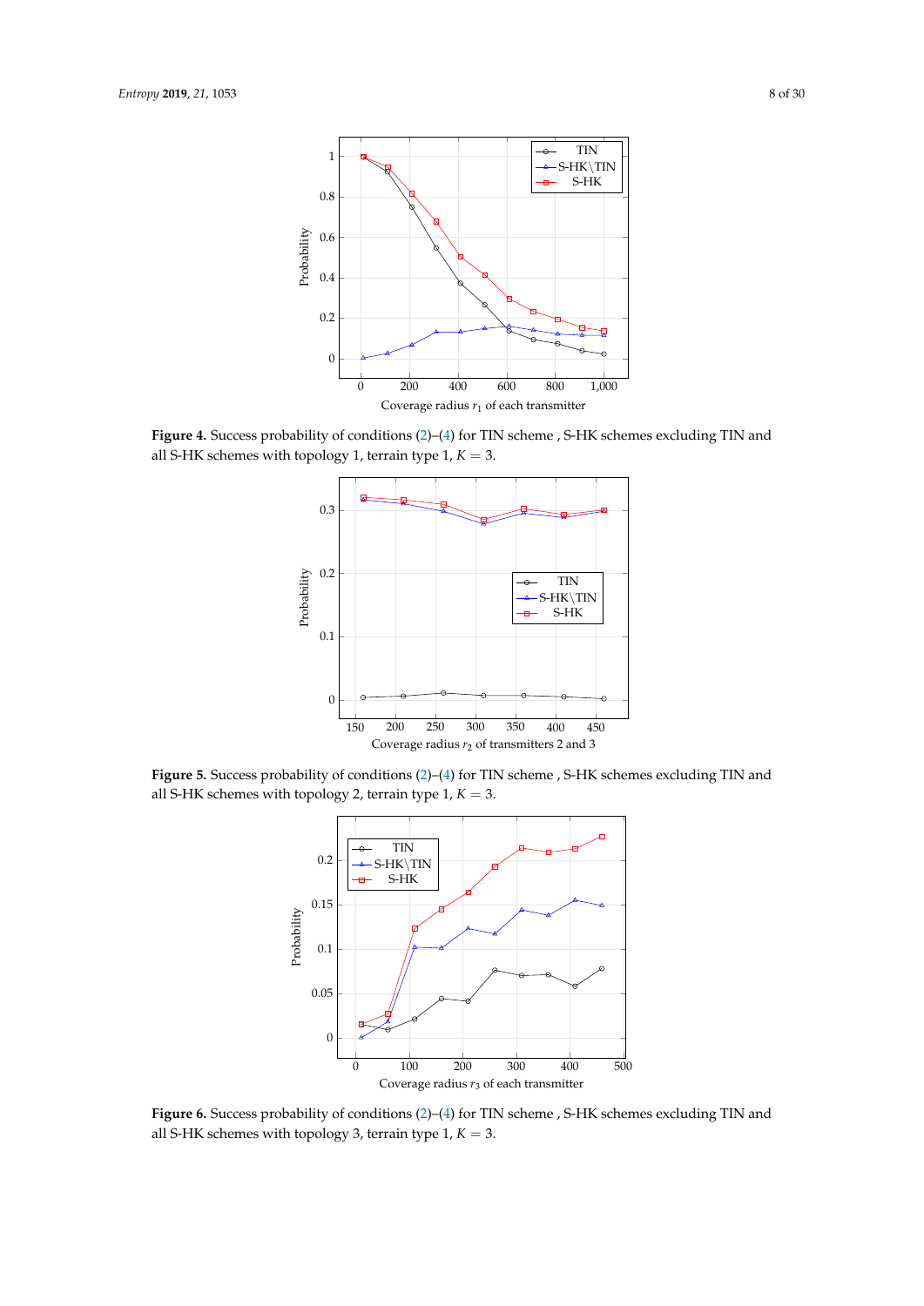**Figure 4.** Success probability of conditions (2)–(4) for TIN scheme , S-HK schemes excluding TIN and all S-HK schemes with topology 1, terrain type 1, $K = 3$.

**Figure 5.** Success probability of conditions (2)–(4) for TIN scheme , S-HK schemes excluding TIN and all S-HK schemes with topology 2, terrain type 1, $K = 3$.

**Figure 6.** Success probability of conditions (2)–(4) for TIN scheme , S-HK schemes excluding TIN and all S-HK schemes with topology 3, terrain type 1, $K = 3$.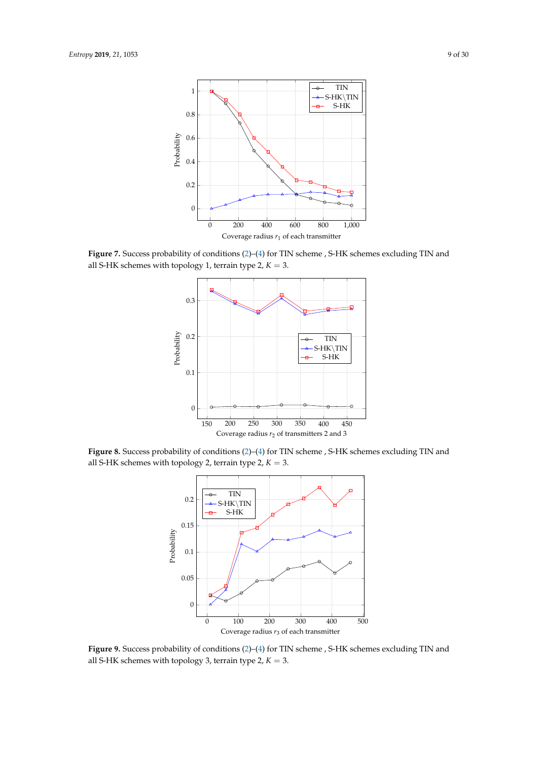**Figure 7.** Success probability of conditions (2)–(4) for TIN scheme , S-HK schemes excluding TIN and all S-HK schemes with topology 1, terrain type 2, $K = 3$.

**Figure 8.** Success probability of conditions (2)–(4) for TIN scheme , S-HK schemes excluding TIN and all S-HK schemes with topology 2, terrain type 2, $K = 3$.

**Figure 9.** Success probability of conditions (2)–(4) for TIN scheme , S-HK schemes excluding TIN and all S-HK schemes with topology 3, terrain type 2, $K = 3$.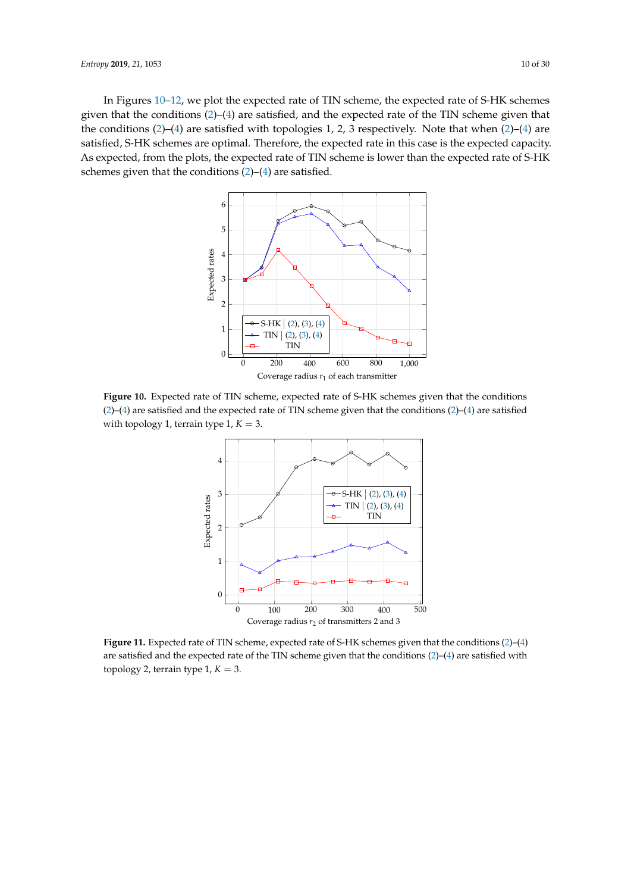In Figures 10–12, we plot the expected rate of TIN scheme, the expected rate of S-HK schemes given that the conditions (2)–(4) are satisfied, and the expected rate of the TIN scheme given that the conditions (2)–(4) are satisfied with topologies 1, 2, 3 respectively. Note that when (2)–(4) are satisfied, S-HK schemes are optimal. Therefore, the expected rate in this case is the expected capacity. As expected, from the plots, the expected rate of TIN scheme is lower than the expected rate of S-HK schemes given that the conditions (2)–(4) are satisfied.

**Figure 10.** Expected rate of TIN scheme, expected rate of S-HK schemes given that the conditions (2)–(4) are satisfied and the expected rate of TIN scheme given that the conditions (2)–(4) are satisfied with topology 1, terrain type 1, $K = 3$.

**Figure 11.** Expected rate of TIN scheme, expected rate of S-HK schemes given that the conditions (2)–(4) are satisfied and the expected rate of the TIN scheme given that the conditions (2)–(4) are satisfied with topology 2, terrain type 1, $K = 3$.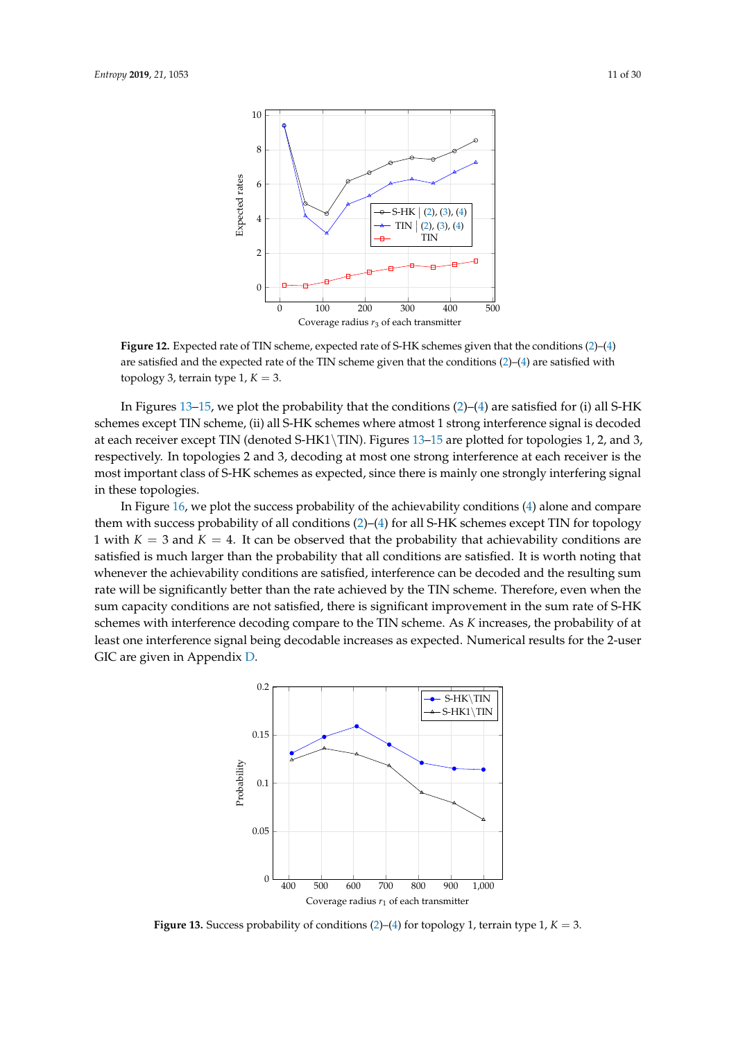**Figure 12.** Expected rate of TIN scheme, expected rate of S-HK schemes given that the conditions (2)–(4) are satisfied and the expected rate of the TIN scheme given that the conditions (2)–(4) are satisfied with topology 3, terrain type 1, $K = 3$.

In Figures 13–15, we plot the probability that the conditions (2)–(4) are satisfied for (i) all S-HK schemes except TIN scheme, (ii) all S-HK schemes where atmost 1 strong interference signal is decoded at each receiver except TIN (denoted S-HK1\TIN). Figures 13–15 are plotted for topologies 1, 2, and 3, respectively. In topologies 2 and 3, decoding at most one strong interference at each receiver is the most important class of S-HK schemes as expected, since there is mainly one strongly interfering signal in these topologies.

In Figure 16, we plot the success probability of the achievability conditions (4) alone and compare them with success probability of all conditions (2)–(4) for all S-HK schemes except TIN for topology 1 with $K = 3$ and $K = 4$. It can be observed that the probability that achievability conditions are satisfied is much larger than the probability that all conditions are satisfied. It is worth noting that whenever the achievability conditions are satisfied, interference can be decoded and the resulting sum rate will be significantly better than the rate achieved by the TIN scheme. Therefore, even when the sum capacity conditions are not satisfied, there is significant improvement in the sum rate of S-HK schemes with interference decoding compare to the TIN scheme. As $K$ increases, the probability of at least one interference signal being decodable increases as expected. Numerical results for the 2-user GIC are given in Appendix D.

**Figure 13.** Success probability of conditions (2)–(4) for topology 1, terrain type 1, $K = 3$.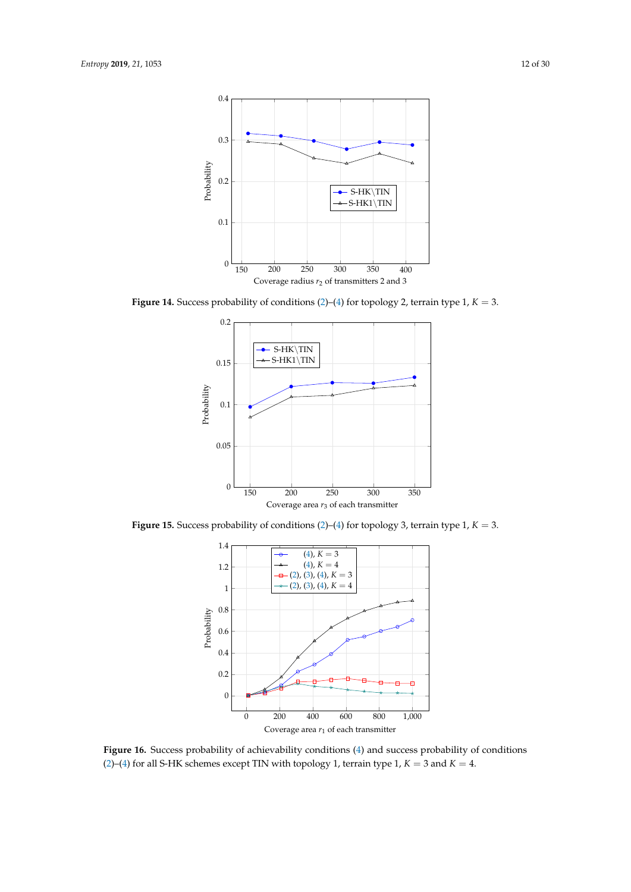**Figure 14.** Success probability of conditions (2)–(4) for topology 2, terrain type 1, $K = 3$.

**Figure 15.** Success probability of conditions (2)–(4) for topology 3, terrain type 1, $K = 3$.

**Figure 16.** Success probability of achievability conditions (4) and success probability of conditions (2)–(4) for all S-HK schemes except TIN with topology 1, terrain type 1, $K = 3$ and $K = 4$.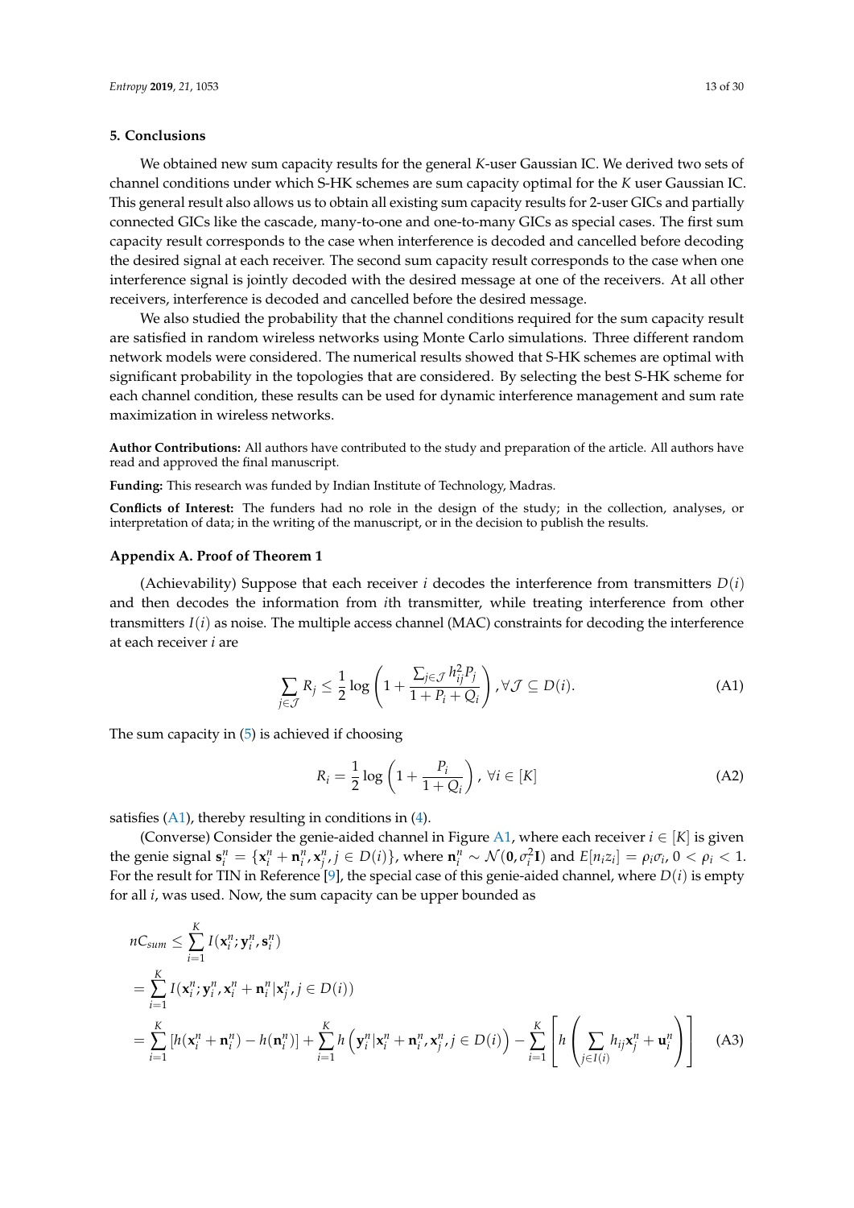## 5. Conclusions

We obtained new sum capacity results for the general $K$-user Gaussian IC. We derived two sets of channel conditions under which S-HK schemes are sum capacity optimal for the $K$ user Gaussian IC. This general result also allows us to obtain all existing sum capacity results for 2-user GICs and partially connected GICs like the cascade, many-to-one and one-to-many GICs as special cases. The first sum capacity result corresponds to the case when interference is decoded and cancelled before decoding the desired signal at each receiver. The second sum capacity result corresponds to the case when one interference signal is jointly decoded with the desired message at one of the receivers. At all other receivers, interference is decoded and cancelled before the desired message.

We also studied the probability that the channel conditions required for the sum capacity result are satisfied in random wireless networks using Monte Carlo simulations. Three different random network models were considered. The numerical results showed that S-HK schemes are optimal with significant probability in the topologies that are considered. By selecting the best S-HK scheme for each channel condition, these results can be used for dynamic interference management and sum rate maximization in wireless networks.

**Author Contributions:** All authors have contributed to the study and preparation of the article. All authors have read and approved the final manuscript.

**Funding:** This research was funded by Indian Institute of Technology, Madras.

**Conflicts of Interest:** The funders had no role in the design of the study; in the collection, analyses, or interpretation of data; in the writing of the manuscript, or in the decision to publish the results.

## Appendix A. Proof of Theorem 1

(Achievability) Suppose that each receiver $i$ decodes the interference from transmitters $D(i)$ and then decodes the information from $i$th transmitter, while treating interference from other transmitters $I(i)$ as noise. The multiple access channel (MAC) constraints for decoding the interference at each receiver $i$ are

$$\sum_{j\in\mathcal{J}} R_j \leq \frac{1}{2}\log\left(1+\frac{\sum_{j\in\mathcal{J}} h_{ij}^2 P_j}{1+P_i+Q_i}\right), \forall \mathcal{J} \subseteq D(i). \tag{A1}$$

The sum capacity in (5) is achieved if choosing

$$R_i = \frac{1}{2}\log\left(1+\frac{P_i}{1+Q_i}\right),\ \forall i \in [K] \tag{A2}$$

satisfies (A1), thereby resulting in conditions in (4).

(Converse) Consider the genie-aided channel in Figure A1, where each receiver $i \in [K]$ is given the genie signal $\mathbf{s}_i^n = \{\mathbf{x}_i^n + \mathbf{n}_i^n, \mathbf{x}_j^n, j \in D(i)\}$, where $\mathbf{n}_i^n \sim \mathcal{N}(\mathbf{0}, \sigma_i^2\mathbf{I})$ and $E[n_i z_i] = \rho_i\sigma_i$, $0<\rho_i<1$. For the result for TIN in Reference [9], the special case of this genie-aided channel, where $D(i)$ is empty for all $i$, was used. Now, the sum capacity can be upper bounded as

$$\begin{aligned}
nC_{sum} &\leq \sum_{i=1}^{K} I(\mathbf{x}_i^n; \mathbf{y}_i^n, \mathbf{s}_i^n) \\
&= \sum_{i=1}^{K} I(\mathbf{x}_i^n; \mathbf{y}_i^n, \mathbf{x}_i^n + \mathbf{n}_i^n | \mathbf{x}_j^n, j \in D(i)) \\
&= \sum_{i=1}^{K} [h(\mathbf{x}_i^n + \mathbf{n}_i^n) - h(\mathbf{n}_i^n)] + \sum_{i=1}^{K} h\left(\mathbf{y}_i^n | \mathbf{x}_i^n + \mathbf{n}_i^n, \mathbf{x}_j^n, j \in D(i)\right) - \sum_{i=1}^{K}\left[h\left(\sum_{j\in I(i)} h_{ij}\mathbf{x}_j^n + \mathbf{u}_i^n\right)\right]
\end{aligned} \tag{A3}$$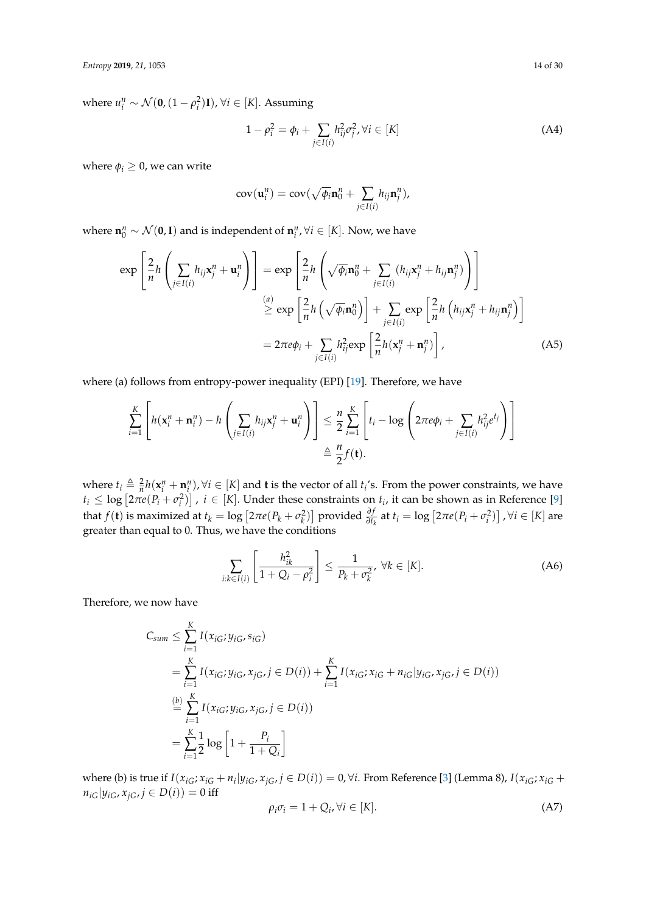where $u_i^n \sim \mathcal{N}(\mathbf{0}, (1-\rho_i^2)\mathbf{I}), \forall i \in [K]$. Assuming

$$1 - \rho_i^2 = \phi_i + \sum_{j \in I(i)} h_{ij}^2 \sigma_j^2, \forall i \in [K] \tag{A4}$$

where $\phi_i \geq 0$, we can write

$$\text{cov}(\mathbf{u}_i^n) = \text{cov}(\sqrt{\phi_i}\mathbf{n}_0^n + \sum_{j \in I(i)} h_{ij}\mathbf{n}_j^n),$$

where $\mathbf{n}_0^n \sim \mathcal{N}(\mathbf{0}, \mathbf{I})$ and is independent of $\mathbf{n}_i^n, \forall i \in [K]$. Now, we have

$$\begin{aligned}
\exp\left[\frac{2}{n}h\left(\sum_{j \in I(i)} h_{ij}\mathbf{x}_j^n + \mathbf{u}_i^n\right)\right] &= \exp\left[\frac{2}{n}h\left(\sqrt{\phi_i}\mathbf{n}_0^n + \sum_{j \in I(i)} (h_{ij}\mathbf{x}_j^n + h_{ij}\mathbf{n}_j^n)\right)\right] \\
&\overset{(a)}{\geq} \exp\left[\frac{2}{n}h\left(\sqrt{\phi_i}\mathbf{n}_0^n\right)\right] + \sum_{j \in I(i)} \exp\left[\frac{2}{n}h\left(h_{ij}\mathbf{x}_j^n + h_{ij}\mathbf{n}_j^n\right)\right] \\
&= 2\pi e\phi_i + \sum_{j \in I(i)} h_{ij}^2 \exp\left[\frac{2}{n}h(\mathbf{x}_j^n + \mathbf{n}_j^n)\right],
\end{aligned} \tag{A5}$$

where (a) follows from entropy-power inequality (EPI) [19]. Therefore, we have

$$\begin{aligned}
\sum_{i=1}^{K}\left[h(\mathbf{x}_i^n + \mathbf{n}_i^n) - h\left(\sum_{j \in I(i)} h_{ij}\mathbf{x}_j^n + \mathbf{u}_i^n\right)\right] &\leq \frac{n}{2}\sum_{i=1}^{K}\left[t_i - \log\left(2\pi e\phi_i + \sum_{j \in I(i)} h_{ij}^2 e^{t_j}\right)\right] \\
&\triangleq \frac{n}{2}f(\mathbf{t}).
\end{aligned}$$

where $t_i \triangleq \frac{2}{n}h(\mathbf{x}_i^n + \mathbf{n}_i^n), \forall i \in [K]$ and $\mathbf{t}$ is the vector of all $t_i$'s. From the power constraints, we have $t_i \leq \log\left[2\pi e(P_i + \sigma_i^2)\right],\ i \in [K]$. Under these constraints on $t_i$, it can be shown as in Reference [9] that $f(\mathbf{t})$ is maximized at $t_k = \log\left[2\pi e(P_k + \sigma_k^2)\right]$ provided $\frac{\partial f}{\partial t_k}$ at $t_i = \log\left[2\pi e(P_i + \sigma_i^2)\right], \forall i \in [K]$ are greater than equal to 0. Thus, we have the conditions

$$\sum_{i: k \in I(i)}\left[\frac{h_{ik}^2}{1 + Q_i - \rho_i^2}\right] \leq \frac{1}{P_k + \sigma_k^2},\ \forall k \in [K]. \tag{A6}$$

Therefore, we now have

$$\begin{aligned}
C_{sum} &\leq \sum_{i=1}^{K} I(x_{iG}; y_{iG}, s_{iG}) \\
&= \sum_{i=1}^{K} I(x_{iG}; y_{iG}, x_{jG}, j \in D(i)) + \sum_{i=1}^{K} I(x_{iG}; x_{iG} + n_{iG} | y_{iG}, x_{jG}, j \in D(i)) \\
&\overset{(b)}{=} \sum_{i=1}^{K} I(x_{iG}; y_{iG}, x_{jG}, j \in D(i)) \\
&= \sum_{i=1}^{K} \frac{1}{2}\log\left[1 + \frac{P_i}{1 + Q_i}\right]
\end{aligned}$$

where (b) is true if $I(x_{iG}; x_{iG} + n_i | y_{iG}, x_{jG}, j \in D(i)) = 0, \forall i$. From Reference [3] (Lemma 8), $I(x_{iG}; x_{iG} + n_{iG} | y_{iG}, x_{jG}, j \in D(i)) = 0$ iff

$$\rho_i \sigma_i = 1 + Q_i, \forall i \in [K]. \tag{A7}$$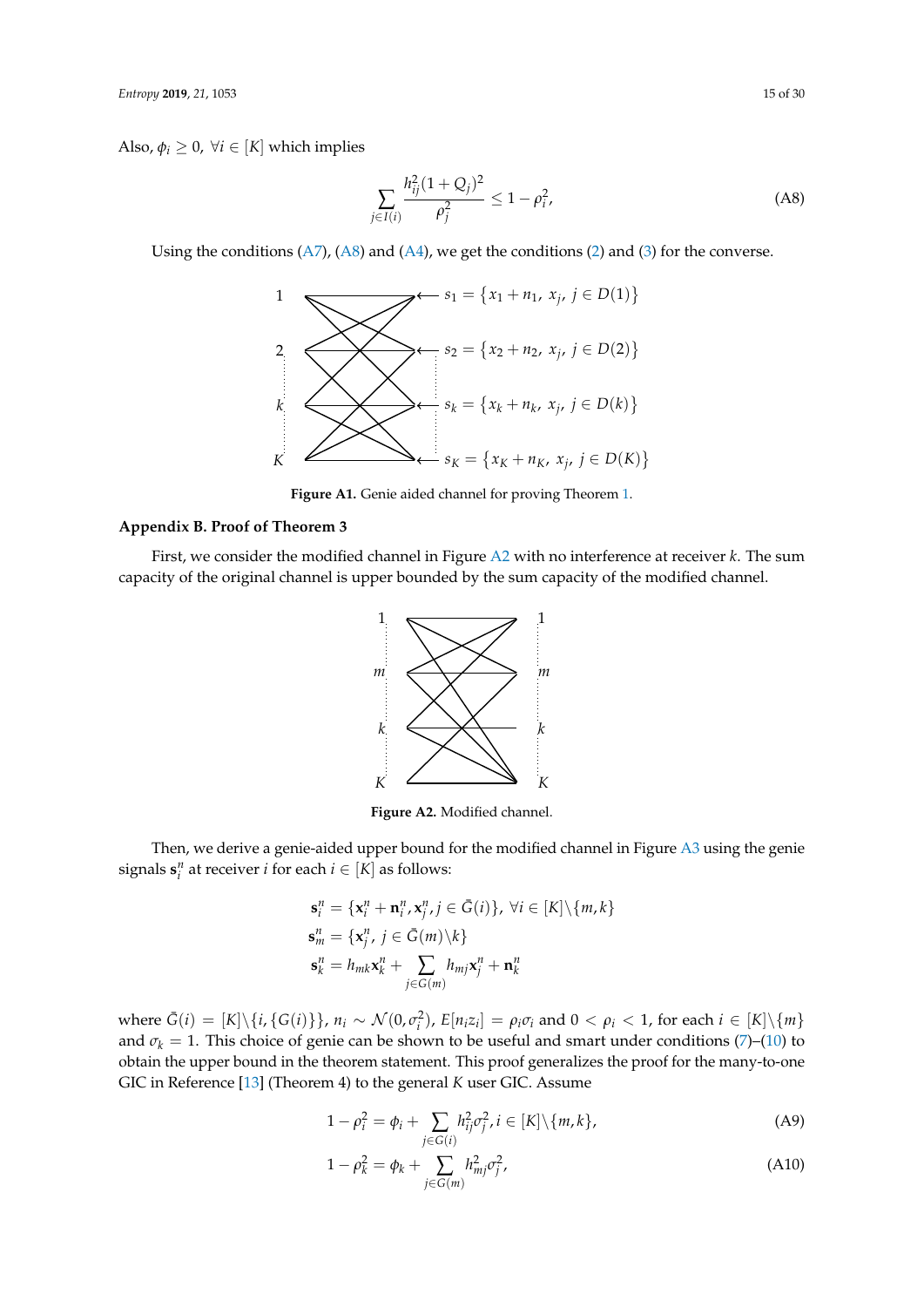Also, $\phi_i \geq 0,\ \forall i \in [K]$ which implies

$$\sum_{j \in I(i)} \frac{h_{ij}^2(1+Q_j)^2}{\rho_j^2} \leq 1 - \rho_i^2, \tag{A8}$$

Using the conditions (A7), (A8) and (A4), we get the conditions (2) and (3) for the converse.

**Figure A1.** Genie aided channel for proving Theorem 1.

## Appendix B. Proof of Theorem 3

First, we consider the modified channel in Figure A2 with no interference at receiver $k$. The sum capacity of the original channel is upper bounded by the sum capacity of the modified channel.

**Figure A2.** Modified channel.

Then, we derive a genie-aided upper bound for the modified channel in Figure A3 using the genie signals $\mathbf{s}_i^n$ at receiver $i$ for each $i \in [K]$ as follows:

$$\mathbf{s}_i^n = \{\mathbf{x}_i^n + \mathbf{n}_i^n, \mathbf{x}_j^n, j \in \bar{G}(i)\},\ \forall i \in [K]\backslash\{m,k\}$$
$$\mathbf{s}_m^n = \{\mathbf{x}_j^n,\ j \in \bar{G}(m)\backslash k\}$$
$$\mathbf{s}_k^n = h_{mk}\mathbf{x}_k^n + \sum_{j \in G(m)} h_{mj}\mathbf{x}_j^n + \mathbf{n}_k^n$$

where $\bar{G}(i) = [K]\backslash\{i, \{G(i)\}\}$, $n_i \sim \mathcal{N}(0, \sigma_i^2)$, $E[n_i z_i] = \rho_i \sigma_i$ and $0 < \rho_i < 1$, for each $i \in [K]\backslash\{m\}$ and $\sigma_k = 1$. This choice of genie can be shown to be useful and smart under conditions (7)–(10) to obtain the upper bound in the theorem statement. This proof generalizes the proof for the many-to-one GIC in Reference [13] (Theorem 4) to the general $K$ user GIC. Assume

$$1 - \rho_i^2 = \phi_i + \sum_{j \in G(i)} h_{ij}^2 \sigma_j^2, i \in [K]\backslash\{m,k\}, \tag{A9}$$

$$1 - \rho_k^2 = \phi_k + \sum_{j \in G(m)} h_{mj}^2 \sigma_j^2, \tag{A10}$$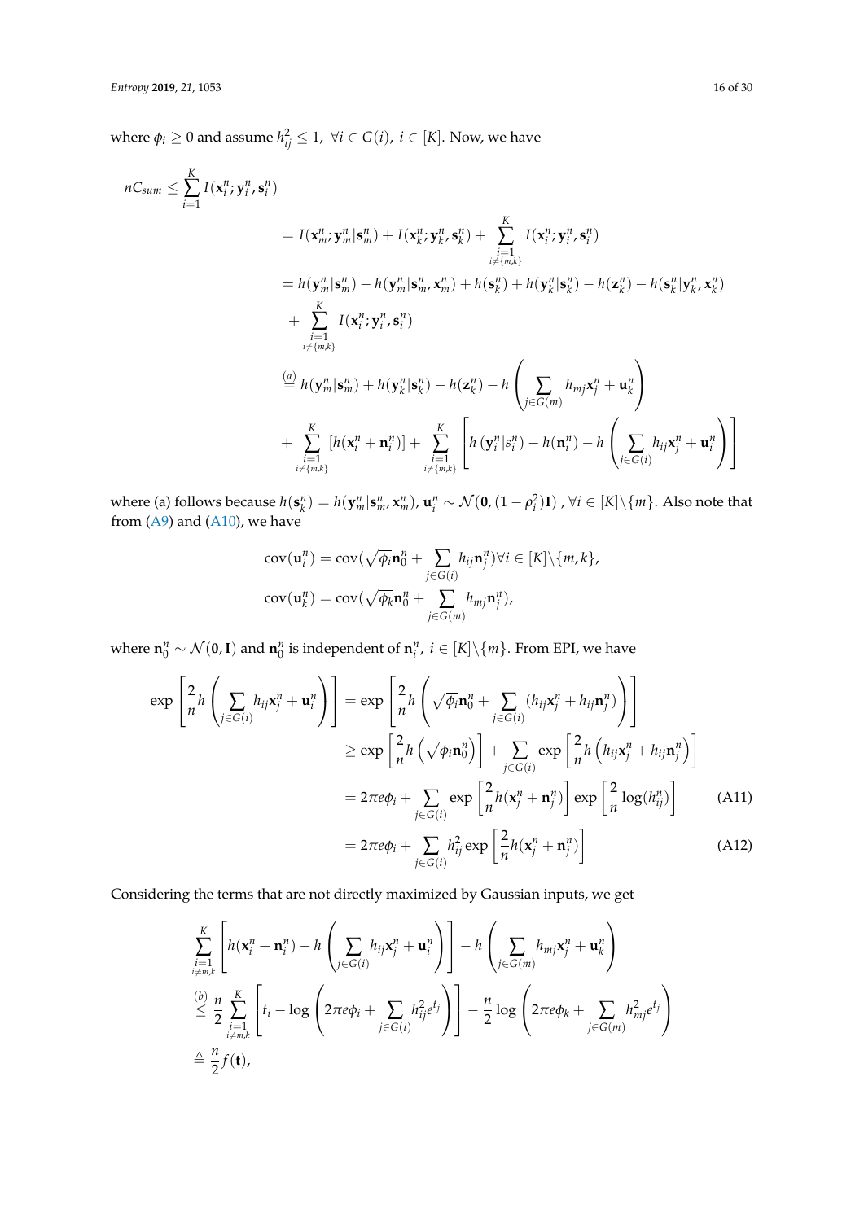where $\phi_i \geq 0$ and assume $h_{ij}^2 \leq 1, \ \forall i \in G(i), \ i \in [K]$. Now, we have

$$
\begin{aligned}
nC_{sum} &\leq \sum_{i=1}^{K} I(\mathbf{x}_i^n; \mathbf{y}_i^n, \mathbf{s}_i^n) \\
&= I(\mathbf{x}_m^n; \mathbf{y}_m^n | \mathbf{s}_m^n) + I(\mathbf{x}_k^n; \mathbf{y}_k^n, \mathbf{s}_k^n) + \sum_{\substack{i=1 \\ i \neq \{m,k\}}}^{K} I(\mathbf{x}_i^n; \mathbf{y}_i^n, \mathbf{s}_i^n) \\
&= h(\mathbf{y}_m^n | \mathbf{s}_m^n) - h(\mathbf{y}_m^n | \mathbf{s}_m^n, \mathbf{x}_m^n) + h(\mathbf{s}_k^n) + h(\mathbf{y}_k^n | \mathbf{s}_k^n) - h(\mathbf{z}_k^n) - h(\mathbf{s}_k^n | \mathbf{y}_k^n, \mathbf{x}_k^n) \\
&\quad + \sum_{\substack{i=1 \\ i \neq \{m,k\}}}^{K} I(\mathbf{x}_i^n; \mathbf{y}_i^n, \mathbf{s}_i^n) \\
&\overset{(a)}{=} h(\mathbf{y}_m^n | \mathbf{s}_m^n) + h(\mathbf{y}_k^n | \mathbf{s}_k^n) - h(\mathbf{z}_k^n) - h\left( \sum_{j \in G(m)} h_{mj} \mathbf{x}_j^n + \mathbf{u}_k^n \right) \\
&\quad + \sum_{\substack{i=1 \\ i \neq \{m,k\}}}^{K} \left[ h(\mathbf{x}_i^n + \mathbf{n}_i^n) \right] + \sum_{\substack{i=1 \\ i \neq \{m,k\}}}^{K} \left[ h\left(\mathbf{y}_i^n | s_i^n\right) - h(\mathbf{n}_i^n) - h\left( \sum_{j \in G(i)} h_{ij} \mathbf{x}_j^n + \mathbf{u}_i^n \right) \right]
\end{aligned}
$$

where (a) follows because $h(\mathbf{s}_k^n) = h(\mathbf{y}_m^n | \mathbf{s}_m^n, \mathbf{x}_m^n)$, $\mathbf{u}_i^n \sim \mathcal{N}(\mathbf{0}, (1-\rho_i^2)\mathbf{I})$ , $\forall i \in [K] \backslash \{m\}$. Also note that from (A9) and (A10), we have

$$
\begin{aligned}
\text{cov}(\mathbf{u}_i^n) &= \text{cov}(\sqrt{\phi_i} \mathbf{n}_0^n + \sum_{j \in G(i)} h_{ij} \mathbf{n}_j^n) \forall i \in [K] \backslash \{m, k\}, \\
\text{cov}(\mathbf{u}_k^n) &= \text{cov}(\sqrt{\phi_k} \mathbf{n}_0^n + \sum_{j \in G(m)} h_{mj} \mathbf{n}_j^n),
\end{aligned}
$$

where $\mathbf{n}_0^n \sim \mathcal{N}(\mathbf{0}, \mathbf{I})$ and $\mathbf{n}_0^n$ is independent of $\mathbf{n}_i^n$, $i \in [K] \backslash \{m\}$. From EPI, we have

$$
\begin{aligned}
\exp\left[ \frac{2}{n} h\left( \sum_{j \in G(i)} h_{ij} \mathbf{x}_j^n + \mathbf{u}_i^n \right) \right] &= \exp\left[ \frac{2}{n} h\left( \sqrt{\phi_i} \mathbf{n}_0^n + \sum_{j \in G(i)} (h_{ij} \mathbf{x}_j^n + h_{ij} \mathbf{n}_j^n) \right) \right] \\
&\geq \exp\left[ \frac{2}{n} h\left( \sqrt{\phi_i} \mathbf{n}_0^n \right) \right] + \sum_{j \in G(i)} \exp\left[ \frac{2}{n} h\left( h_{ij} \mathbf{x}_j^n + h_{ij} \mathbf{n}_j^n \right) \right] \\
&= 2\pi e \phi_i + \sum_{j \in G(i)} \exp\left[ \frac{2}{n} h(\mathbf{x}_j^n + \mathbf{n}_j^n) \right] \exp\left[ \frac{2}{n} \log(h_{ij}^n) \right] \qquad \text{(A11)} \\
&= 2\pi e \phi_i + \sum_{j \in G(i)} h_{ij}^2 \exp\left[ \frac{2}{n} h(\mathbf{x}_j^n + \mathbf{n}_j^n) \right] \qquad \text{(A12)}
\end{aligned}
$$

Considering the terms that are not directly maximized by Gaussian inputs, we get

$$
\begin{aligned}
&\sum_{\substack{i=1 \\ i \neq m,k}}^{K} \left[ h(\mathbf{x}_i^n + \mathbf{n}_i^n) - h\left( \sum_{j \in G(i)} h_{ij} \mathbf{x}_j^n + \mathbf{u}_i^n \right) \right] - h\left( \sum_{j \in G(m)} h_{mj} \mathbf{x}_j^n + \mathbf{u}_k^n \right) \\
&\overset{(b)}{\leq} \frac{n}{2} \sum_{\substack{i=1 \\ i \neq m,k}}^{K} \left[ t_i - \log\left( 2\pi e \phi_i + \sum_{j \in G(i)} h_{ij}^2 e^{t_j} \right) \right] - \frac{n}{2} \log\left( 2\pi e \phi_k + \sum_{j \in G(m)} h_{mj}^2 e^{t_j} \right) \\
&\triangleq \frac{n}{2} f(\mathbf{t}),
\end{aligned}
$$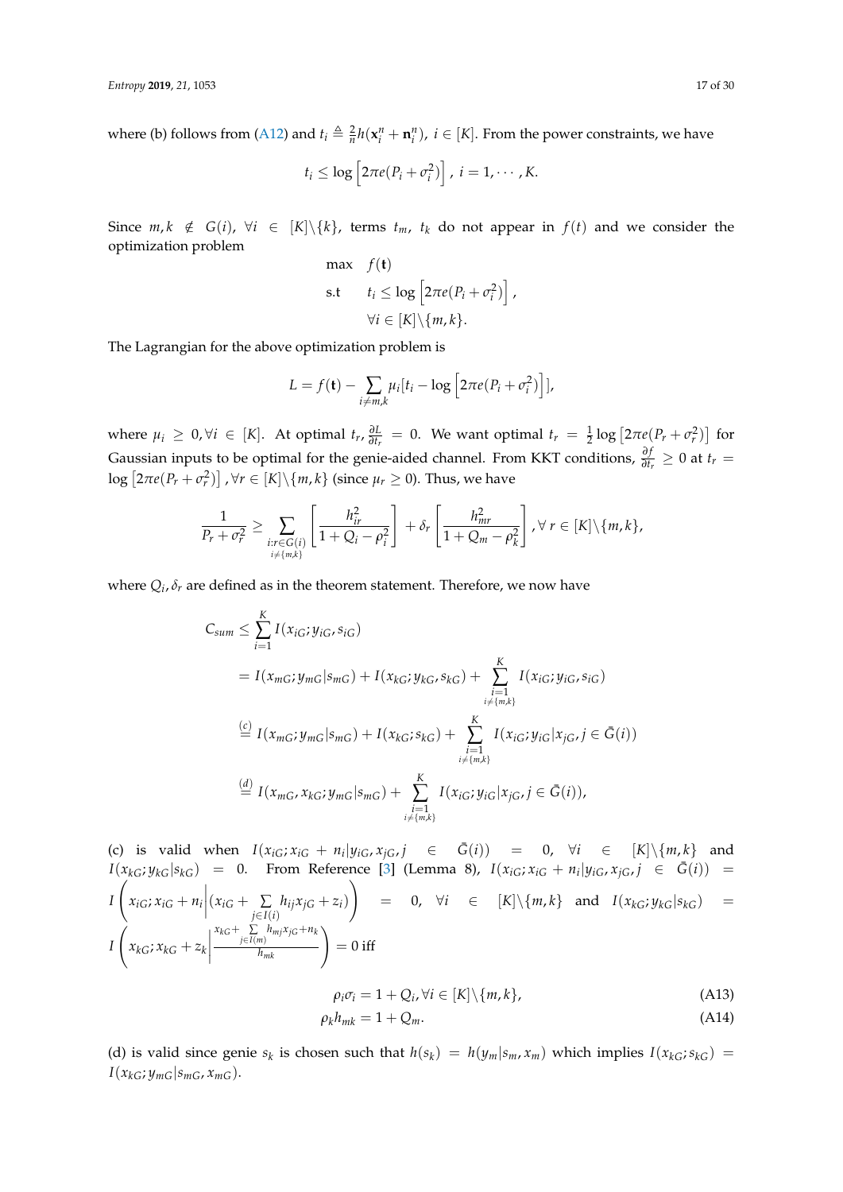where (b) follows from (A12) and $t_i \triangleq \frac{2}{n} h(\mathbf{x}_i^n + \mathbf{n}_i^n)$, $i \in [K]$. From the power constraints, we have

$$t_i \leq \log\left[2\pi e(P_i + \sigma_i^2)\right], \; i = 1, \cdots, K.$$

Since $m, k \notin G(i)$, $\forall i \in [K]\backslash\{k\}$, terms $t_m$, $t_k$ do not appear in $f(t)$ and we consider the optimization problem

$$\begin{aligned}
\max \quad & f(\mathbf{t}) \\
\text{s.t} \quad & t_i \leq \log\left[2\pi e(P_i + \sigma_i^2)\right], \\
& \forall i \in [K]\backslash\{m, k\}.
\end{aligned}$$

The Lagrangian for the above optimization problem is

$$L = f(\mathbf{t}) - \sum_{i \neq m,k} \mu_i [t_i - \log\left[2\pi e(P_i + \sigma_i^2)\right]],$$

where $\mu_i \geq 0, \forall i \in [K]$. At optimal $t_r$, $\frac{\partial L}{\partial t_r} = 0$. We want optimal $t_r = \frac{1}{2}\log\left[2\pi e(P_r + \sigma_r^2)\right]$ for Gaussian inputs to be optimal for the genie-aided channel. From KKT conditions, $\frac{\partial f}{\partial t_r} \geq 0$ at $t_r = \log\left[2\pi e(P_r + \sigma_r^2)\right]$, $\forall r \in [K]\backslash\{m, k\}$ (since $\mu_r \geq 0$). Thus, we have

$$\frac{1}{P_r + \sigma_r^2} \geq \sum_{\substack{i: r \in G(i) \\ i \neq \{m,k\}}} \left[\frac{h_{ir}^2}{1 + Q_i - \rho_i^2}\right] + \delta_r \left[\frac{h_{mr}^2}{1 + Q_m - \rho_k^2}\right], \forall\, r \in [K]\backslash\{m, k\},$$

where $Q_i, \delta_r$ are defined as in the theorem statement. Therefore, we now have

$$\begin{aligned}
C_{sum} &\leq \sum_{i=1}^{K} I(x_{iG}; y_{iG}, s_{iG}) \\
&= I(x_{mG}; y_{mG}|s_{mG}) + I(x_{kG}; y_{kG}, s_{kG}) + \sum_{\substack{i=1 \\ i \neq \{m,k\}}}^{K} I(x_{iG}; y_{iG}, s_{iG}) \\
&\overset{(c)}{=} I(x_{mG}; y_{mG}|s_{mG}) + I(x_{kG}; s_{kG}) + \sum_{\substack{i=1 \\ i \neq \{m,k\}}}^{K} I(x_{iG}; y_{iG}|x_{jG}, j \in \bar{G}(i)) \\
&\overset{(d)}{=} I(x_{mG}, x_{kG}; y_{mG}|s_{mG}) + \sum_{\substack{i=1 \\ i \neq \{m,k\}}}^{K} I(x_{iG}; y_{iG}|x_{jG}, j \in \bar{G}(i)),
\end{aligned}$$

(c) is valid when $I(x_{iG}; x_{iG} + n_i | y_{iG}, x_{jG}, j \in \bar{G}(i)) = 0$, $\forall i \in [K]\backslash\{m, k\}$ and $I(x_{kG}; y_{kG}|s_{kG}) = 0$. From Reference [3] (Lemma 8), $I(x_{iG}; x_{iG} + n_i | y_{iG}, x_{jG}, j \in \bar{G}(i)) = I\left(x_{iG}; x_{iG} + n_i \middle| (x_{iG} + \sum_{j \in I(i)} h_{ij} x_{jG} + z_i)\right) = 0$, $\forall i \in [K]\backslash\{m, k\}$ and $I(x_{kG}; y_{kG}|s_{kG}) = I\left(x_{kG}; x_{kG} + z_k \middle| \frac{x_{kG} + \sum_{j \in I(m)} h_{mj} x_{jG} + n_k}{h_{mk}}\right) = 0$ iff

$$\rho_i \sigma_i = 1 + Q_i, \forall i \in [K]\backslash\{m, k\}, \tag{A13}$$

$$\rho_k h_{mk} = 1 + Q_m. \tag{A14}$$

(d) is valid since genie $s_k$ is chosen such that $h(s_k) = h(y_m|s_m, x_m)$ which implies $I(x_{kG}; s_{kG}) = I(x_{kG}; y_{mG}|s_{mG}, x_{mG})$.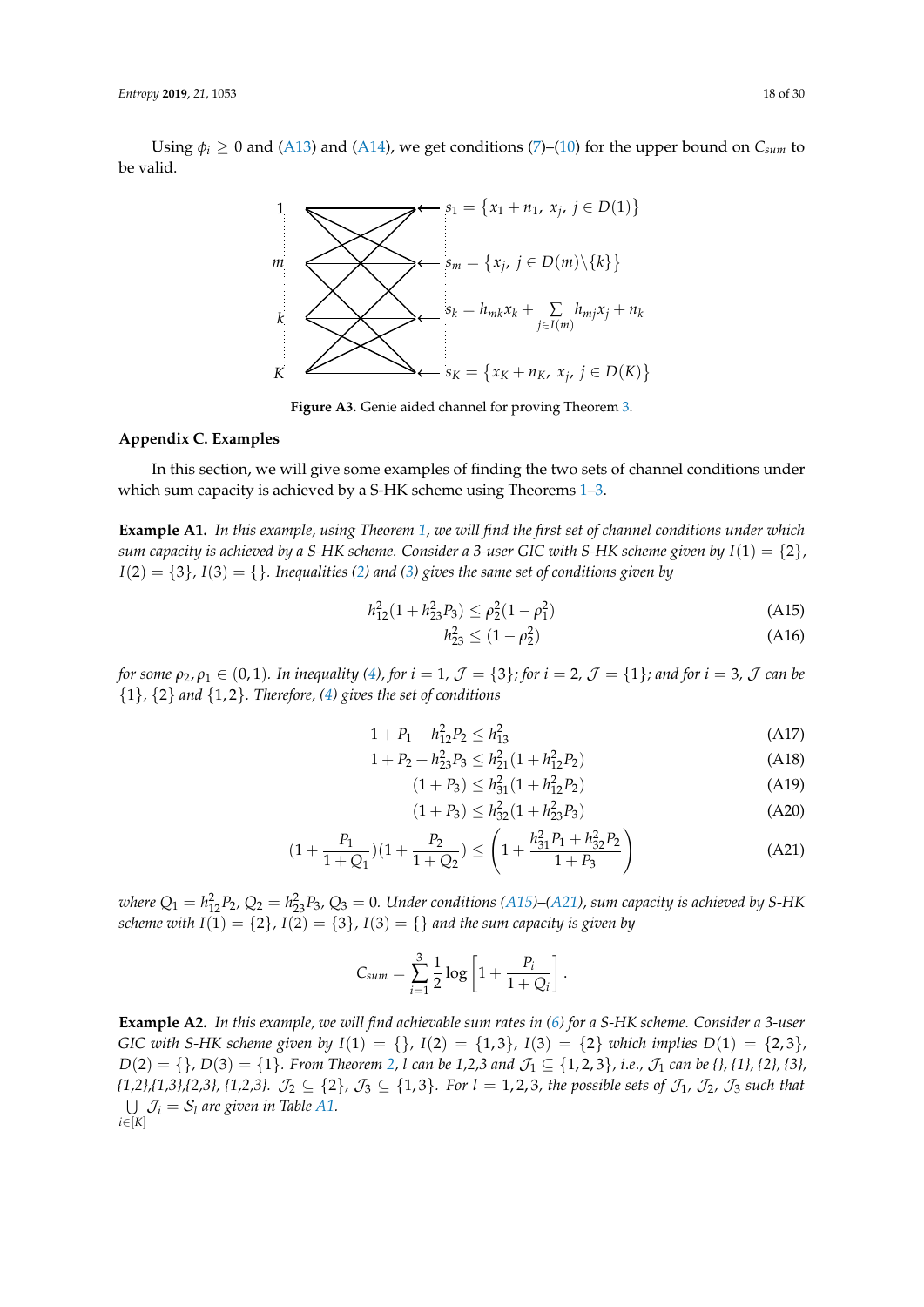Using $\phi_i \geq 0$ and (A13) and (A14), we get conditions (7)–(10) for the upper bound on $C_{sum}$ to be valid.

$s_1 = \{x_1 + n_1,\ x_j,\ j \in D(1)\}$

$s_m = \{x_j,\ j \in D(m) \backslash \{k\}\}$

$s_k = h_{mk} x_k + \sum_{j \in I(m)} h_{mj} x_j + n_k$

$s_K = \{x_K + n_K,\ x_j,\ j \in D(K)\}$

**Figure A3.** Genie aided channel for proving Theorem 3.

## Appendix C. Examples

In this section, we will give some examples of finding the two sets of channel conditions under which sum capacity is achieved by a S-HK scheme using Theorems 1–3.

**Example A1.** *In this example, using Theorem 1, we will find the first set of channel conditions under which sum capacity is achieved by a S-HK scheme. Consider a 3-user GIC with S-HK scheme given by $I(1) = \{2\}$, $I(2) = \{3\}$, $I(3) = \{\}$. Inequalities (2) and (3) gives the same set of conditions given by*

$$h_{12}^2 (1 + h_{23}^2 P_3) \leq \rho_2^2 (1 - \rho_1^2) \tag{A15}$$

$$h_{23}^2 \leq (1 - \rho_2^2) \tag{A16}$$

*for some $\rho_2, \rho_1 \in (0,1)$. In inequality (4), for $i = 1$, $\mathcal{J} = \{3\}$; for $i = 2$, $\mathcal{J} = \{1\}$; and for $i = 3$, $\mathcal{J}$ can be $\{1\}$, $\{2\}$ and $\{1,2\}$. Therefore, (4) gives the set of conditions*

$$1 + P_1 + h_{12}^2 P_2 \leq h_{13}^2 \tag{A17}$$

$$1 + P_2 + h_{23}^2 P_3 \leq h_{21}^2 (1 + h_{12}^2 P_2) \tag{A18}$$

$$(1 + P_3) \leq h_{31}^2 (1 + h_{12}^2 P_2) \tag{A19}$$

$$(1 + P_3) \leq h_{32}^2 (1 + h_{23}^2 P_3) \tag{A20}$$

$$(1 + \frac{P_1}{1 + Q_1})(1 + \frac{P_2}{1 + Q_2}) \leq \left(1 + \frac{h_{31}^2 P_1 + h_{32}^2 P_2}{1 + P_3}\right) \tag{A21}$$

*where $Q_1 = h_{12}^2 P_2$, $Q_2 = h_{23}^2 P_3$, $Q_3 = 0$. Under conditions (A15)–(A21), sum capacity is achieved by S-HK scheme with $I(1) = \{2\}$, $I(2) = \{3\}$, $I(3) = \{\}$ and the sum capacity is given by*

$$C_{sum} = \sum_{i=1}^{3} \frac{1}{2} \log \left[1 + \frac{P_i}{1 + Q_i}\right].$$

**Example A2.** *In this example, we will find achievable sum rates in (6) for a S-HK scheme. Consider a 3-user GIC with S-HK scheme given by $I(1) = \{\}$, $I(2) = \{1,3\}$, $I(3) = \{2\}$ which implies $D(1) = \{2,3\}$, $D(2) = \{\}$, $D(3) = \{1\}$. From Theorem 2, $l$ can be 1,2,3 and $\mathcal{J}_1 \subseteq \{1,2,3\}$, i.e., $\mathcal{J}_1$ can be {}, {1}, {2}, {3}, {1,2},{1,3},{2,3}, {1,2,3}. $\mathcal{J}_2 \subseteq \{2\}$, $\mathcal{J}_3 \subseteq \{1,3\}$. For $l = 1,2,3$, the possible sets of $\mathcal{J}_1$, $\mathcal{J}_2$, $\mathcal{J}_3$ such that $\bigcup_{i \in [K]} \mathcal{J}_i = \mathcal{S}_l$ are given in Table A1.*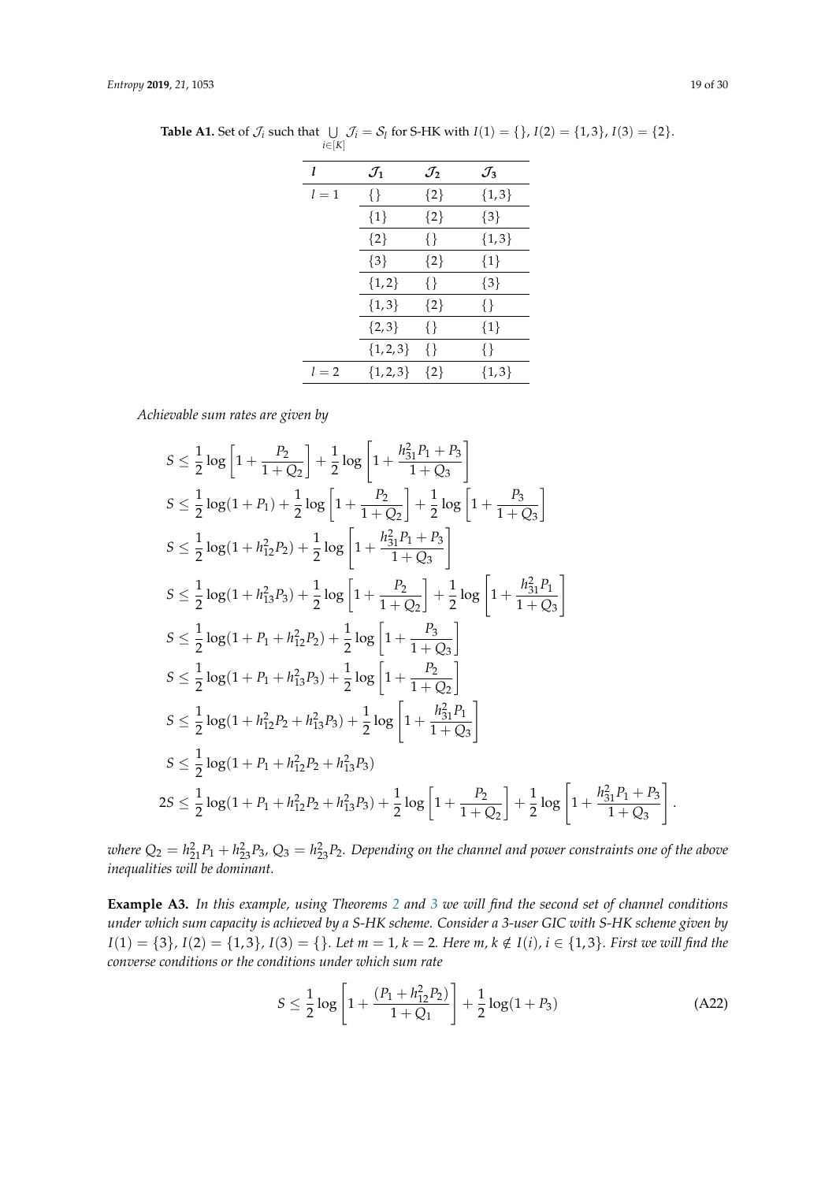**Table A1.** Set of $\mathcal{J}_i$ such that $\bigcup_{i \in [K]} \mathcal{J}_i = \mathcal{S}_l$ for S-HK with $I(1) = \{\}$, $I(2) = \{1,3\}$, $I(3) = \{2\}$.

| $l$ | $\mathcal{J}_1$ | $\mathcal{J}_2$ | $\mathcal{J}_3$ |
|---|---|---|---|
| $l=1$ | $\{\}$ | $\{2\}$ | $\{1,3\}$ |
| | $\{1\}$ | $\{2\}$ | $\{3\}$ |
| | $\{2\}$ | $\{\}$ | $\{1,3\}$ |
| | $\{3\}$ | $\{2\}$ | $\{1\}$ |
| | $\{1,2\}$ | $\{\}$ | $\{3\}$ |
| | $\{1,3\}$ | $\{2\}$ | $\{\}$ |
| | $\{2,3\}$ | $\{\}$ | $\{1\}$ |
| | $\{1,2,3\}$ | $\{\}$ | $\{\}$ |
| $l=2$ | $\{1,2,3\}$ | $\{2\}$ | $\{1,3\}$ |

*Achievable sum rates are given by*

$$
\begin{aligned}
S &\leq \frac{1}{2}\log\left[1+\frac{P_2}{1+Q_2}\right]+\frac{1}{2}\log\left[1+\frac{h_{31}^2P_1+P_3}{1+Q_3}\right] \\
S &\leq \frac{1}{2}\log(1+P_1)+\frac{1}{2}\log\left[1+\frac{P_2}{1+Q_2}\right]+\frac{1}{2}\log\left[1+\frac{P_3}{1+Q_3}\right] \\
S &\leq \frac{1}{2}\log(1+h_{12}^2P_2)+\frac{1}{2}\log\left[1+\frac{h_{31}^2P_1+P_3}{1+Q_3}\right] \\
S &\leq \frac{1}{2}\log(1+h_{13}^2P_3)+\frac{1}{2}\log\left[1+\frac{P_2}{1+Q_2}\right]+\frac{1}{2}\log\left[1+\frac{h_{31}^2P_1}{1+Q_3}\right] \\
S &\leq \frac{1}{2}\log(1+P_1+h_{12}^2P_2)+\frac{1}{2}\log\left[1+\frac{P_3}{1+Q_3}\right] \\
S &\leq \frac{1}{2}\log(1+P_1+h_{13}^2P_3)+\frac{1}{2}\log\left[1+\frac{P_2}{1+Q_2}\right] \\
S &\leq \frac{1}{2}\log(1+h_{12}^2P_2+h_{13}^2P_3)+\frac{1}{2}\log\left[1+\frac{h_{31}^2P_1}{1+Q_3}\right] \\
S &\leq \frac{1}{2}\log(1+P_1+h_{12}^2P_2+h_{13}^2P_3) \\
2S &\leq \frac{1}{2}\log(1+P_1+h_{12}^2P_2+h_{13}^2P_3)+\frac{1}{2}\log\left[1+\frac{P_2}{1+Q_2}\right]+\frac{1}{2}\log\left[1+\frac{h_{31}^2P_1+P_3}{1+Q_3}\right].
\end{aligned}
$$

*where $Q_2 = h_{21}^2P_1 + h_{23}^2P_3$, $Q_3 = h_{23}^2P_2$. Depending on the channel and power constraints one of the above inequalities will be dominant.*

**Example A3.** *In this example, using Theorems 2 and 3 we will find the second set of channel conditions under which sum capacity is achieved by a S-HK scheme. Consider a 3-user GIC with S-HK scheme given by $I(1) = \{3\}$, $I(2) = \{1,3\}$, $I(3) = \{\}$. Let $m = 1, k = 2$. Here $m, k \notin I(i)$, $i \in \{1,3\}$. First we will find the converse conditions or the conditions under which sum rate*

$$
S \leq \frac{1}{2}\log\left[1+\frac{(P_1+h_{12}^2P_2)}{1+Q_1}\right]+\frac{1}{2}\log(1+P_3) \tag{A22}
$$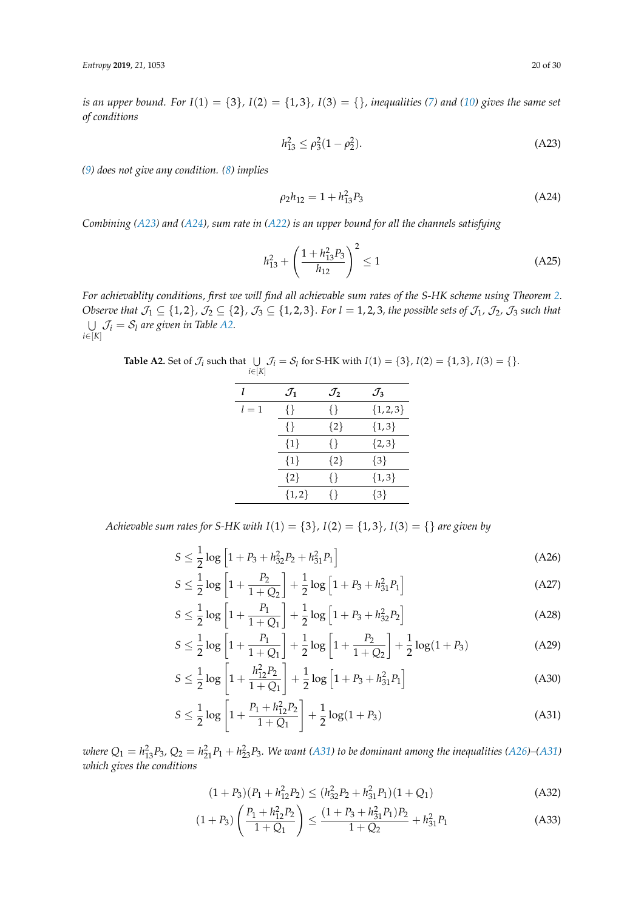*is an upper bound. For $I(1) = \{3\}$, $I(2) = \{1,3\}$, $I(3) = \{\}$, inequalities (7) and (10) gives the same set of conditions*

$$h_{13}^2 \leq \rho_3^2(1-\rho_2^2). \tag{A23}$$

*(9) does not give any condition. (8) implies*

$$\rho_2 h_{12} = 1 + h_{13}^2 P_3 \tag{A24}$$

*Combining (A23) and (A24), sum rate in (A22) is an upper bound for all the channels satisfying*

$$h_{13}^2 + \left(\frac{1+h_{13}^2 P_3}{h_{12}}\right)^2 \leq 1 \tag{A25}$$

*For achievablity conditions, first we will find all achievable sum rates of the S-HK scheme using Theorem 2. Observe that $\mathcal{J}_1 \subseteq \{1,2\}$, $\mathcal{J}_2 \subseteq \{2\}$, $\mathcal{J}_3 \subseteq \{1,2,3\}$. For $l = 1,2,3$, the possible sets of $\mathcal{J}_1$, $\mathcal{J}_2$, $\mathcal{J}_3$ such that $\bigcup_{i\in[K]} \mathcal{J}_i = \mathcal{S}_l$ are given in Table A2.*

**Table A2.** Set of $\mathcal{J}_i$ such that $\bigcup_{i\in[K]} \mathcal{J}_i = \mathcal{S}_l$ for S-HK with $I(1) = \{3\}$, $I(2) = \{1,3\}$, $I(3) = \{\}$.

| $l$ | $\mathcal{J}_1$ | $\mathcal{J}_2$ | $\mathcal{J}_3$ |
|---|---|---|---|
| $l=1$ | $\{\}$ | $\{\}$ | $\{1,2,3\}$ |
| | $\{\}$ | $\{2\}$ | $\{1,3\}$ |
| | $\{1\}$ | $\{\}$ | $\{2,3\}$ |
| | $\{1\}$ | $\{2\}$ | $\{3\}$ |
| | $\{2\}$ | $\{\}$ | $\{1,3\}$ |
| | $\{1,2\}$ | $\{\}$ | $\{3\}$ |

*Achievable sum rates for S-HK with $I(1) = \{3\}$, $I(2) = \{1,3\}$, $I(3) = \{\}$ are given by*

$$S \leq \frac{1}{2}\log\left[1 + P_3 + h_{32}^2 P_2 + h_{31}^2 P_1\right] \tag{A26}$$

$$S \leq \frac{1}{2}\log\left[1 + \frac{P_2}{1+Q_2}\right] + \frac{1}{2}\log\left[1 + P_3 + h_{31}^2 P_1\right] \tag{A27}$$

$$S \leq \frac{1}{2}\log\left[1 + \frac{P_1}{1+Q_1}\right] + \frac{1}{2}\log\left[1 + P_3 + h_{32}^2 P_2\right] \tag{A28}$$

$$S \leq \frac{1}{2}\log\left[1 + \frac{P_1}{1+Q_1}\right] + \frac{1}{2}\log\left[1 + \frac{P_2}{1+Q_2}\right] + \frac{1}{2}\log(1+P_3) \tag{A29}$$

$$S \leq \frac{1}{2}\log\left[1 + \frac{h_{12}^2 P_2}{1+Q_1}\right] + \frac{1}{2}\log\left[1 + P_3 + h_{31}^2 P_1\right] \tag{A30}$$

$$S \leq \frac{1}{2}\log\left[1 + \frac{P_1 + h_{12}^2 P_2}{1+Q_1}\right] + \frac{1}{2}\log(1+P_3) \tag{A31}$$

*where $Q_1 = h_{13}^2 P_3$, $Q_2 = h_{21}^2 P_1 + h_{23}^2 P_3$. We want (A31) to be dominant among the inequalities (A26)–(A31) which gives the conditions*

$$(1+P_3)(P_1 + h_{12}^2 P_2) \leq (h_{32}^2 P_2 + h_{31}^2 P_1)(1+Q_1) \tag{A32}$$

$$(1+P_3)\left(\frac{P_1 + h_{12}^2 P_2}{1+Q_1}\right) \leq \frac{(1+P_3+h_{31}^2 P_1)P_2}{1+Q_2} + h_{31}^2 P_1 \tag{A33}$$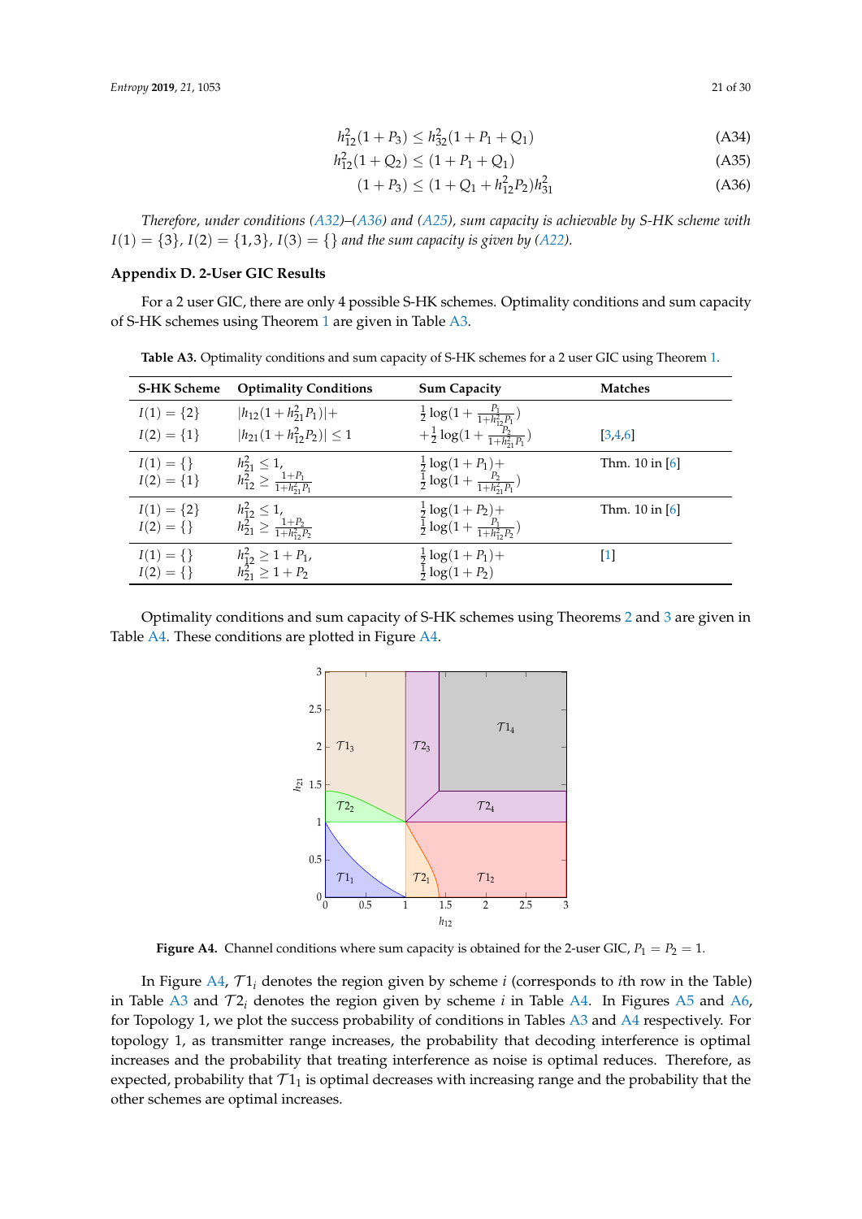$$h_{12}^2(1+P_3) \leq h_{32}^2(1+P_1+Q_1) \tag{A34}$$

$$h_{12}^2(1+Q_2) \leq (1+P_1+Q_1) \tag{A35}$$

$$(1+P_3) \leq (1+Q_1+h_{12}^2 P_2)h_{31}^2 \tag{A36}$$

*Therefore, under conditions (A32)–(A36) and (A25), sum capacity is achievable by S-HK scheme with $I(1) = \{3\}$, $I(2) = \{1,3\}$, $I(3) = \{\}$ and the sum capacity is given by (A22).*

## Appendix D. 2-User GIC Results

For a 2 user GIC, there are only 4 possible S-HK schemes. Optimality conditions and sum capacity of S-HK schemes using Theorem 1 are given in Table A3.

**Table A3.** Optimality conditions and sum capacity of S-HK schemes for a 2 user GIC using Theorem 1.

| S-HK Scheme | Optimality Conditions | Sum Capacity | Matches |
|---|---|---|---|
| $I(1) = \{2\}$ $I(2) = \{1\}$ | $\lvert h_{12}(1+h_{21}^2 P_1)\rvert +$ $\lvert h_{21}(1+h_{12}^2 P_2)\rvert \leq 1$ | $\frac{1}{2}\log(1+\frac{P_1}{1+h_{12}^2 P_1})$ $+\frac{1}{2}\log(1+\frac{P_2}{1+h_{21}^2 P_1})$ | [3,4,6] |
| $I(1) = \{\}$ $I(2) = \{1\}$ | $h_{21}^2 \leq 1$, $h_{12}^2 \geq \frac{1+P_1}{1+h_{21}^2 P_1}$ | $\frac{1}{2}\log(1+P_1)+$ $\frac{1}{2}\log(1+\frac{P_2}{1+h_{21}^2 P_1})$ | Thm. 10 in [6] |
| $I(1) = \{2\}$ $I(2) = \{\}$ | $h_{12}^2 \leq 1$, $h_{21}^2 \geq \frac{1+P_2}{1+h_{12}^2 P_2}$ | $\frac{1}{2}\log(1+P_2)+$ $\frac{1}{2}\log(1+\frac{P_1}{1+h_{12}^2 P_2})$ | Thm. 10 in [6] |
| $I(1) = \{\}$ $I(2) = \{\}$ | $h_{12}^2 \geq 1+P_1$, $h_{21}^2 \geq 1+P_2$ | $\frac{1}{2}\log(1+P_1)+$ $\frac{1}{2}\log(1+P_2)$ | [1] |

Optimality conditions and sum capacity of S-HK schemes using Theorems 2 and 3 are given in Table A4. These conditions are plotted in Figure A4.

**Figure A4.** Channel conditions where sum capacity is obtained for the 2-user GIC, $P_1 = P_2 = 1$.

In Figure A4, $\mathcal{T}1_i$ denotes the region given by scheme $i$ (corresponds to $i$th row in the Table) in Table A3 and $\mathcal{T}2_i$ denotes the region given by scheme $i$ in Table A4. In Figures A5 and A6, for Topology 1, we plot the success probability of conditions in Tables A3 and A4 respectively. For topology 1, as transmitter range increases, the probability that decoding interference is optimal increases and the probability that treating interference as noise is optimal reduces. Therefore, as expected, probability that $\mathcal{T}1_1$ is optimal decreases with increasing range and the probability that the other schemes are optimal increases.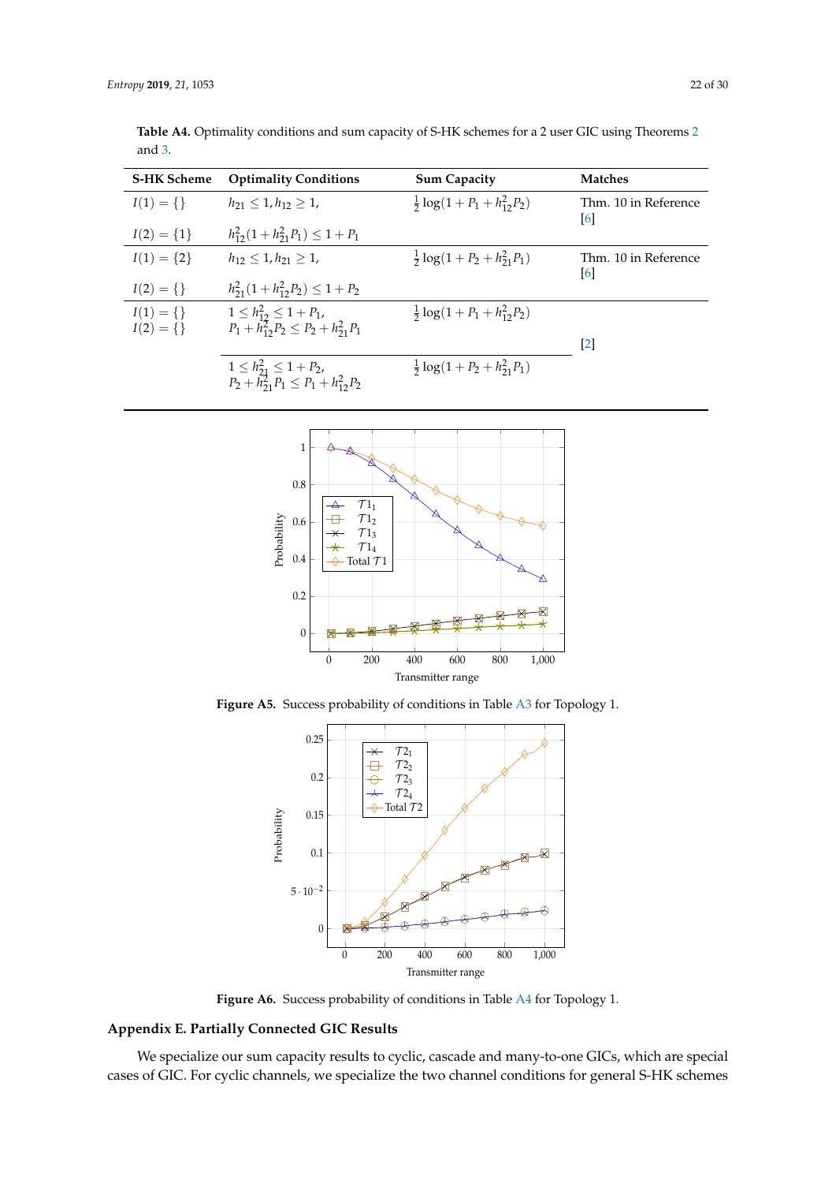**Table A4.** Optimality conditions and sum capacity of S-HK schemes for a 2 user GIC using Theorems 2 and 3.

| S-HK Scheme | Optimality Conditions | Sum Capacity | Matches |
|---|---|---|---|
| $I(1) = \{\}$ | $h_{21} \leq 1, h_{12} \geq 1,$ | $\frac{1}{2}\log(1 + P_1 + h_{12}^2 P_2)$ | Thm. 10 in Reference [6] |
| $I(2) = \{1\}$ | $h_{12}^2(1 + h_{21}^2 P_1) \leq 1 + P_1$ | | |
| $I(1) = \{2\}$ | $h_{12} \leq 1, h_{21} \geq 1,$ | $\frac{1}{2}\log(1 + P_2 + h_{21}^2 P_1)$ | Thm. 10 in Reference [6] |
| $I(2) = \{\}$ | $h_{21}^2(1 + h_{12}^2 P_2) \leq 1 + P_2$ | | |
| $I(1) = \{\}$ $I(2) = \{\}$ | $1 \leq h_{12}^2 \leq 1 + P_1,$ $P_1 + h_{12}^2 P_2 \leq P_2 + h_{21}^2 P_1$ | $\frac{1}{2}\log(1 + P_1 + h_{12}^2 P_2)$ | [2] |
| | $1 \leq h_{21}^2 \leq 1 + P_2,$ $P_2 + h_{21}^2 P_1 \leq P_1 + h_{12}^2 P_2$ | $\frac{1}{2}\log(1 + P_2 + h_{21}^2 P_1)$ | |

**Figure A5.** Success probability of conditions in Table A3 for Topology 1.

**Figure A6.** Success probability of conditions in Table A4 for Topology 1.

## Appendix E. Partially Connected GIC Results

We specialize our sum capacity results to cyclic, cascade and many-to-one GICs, which are special cases of GIC. For cyclic channels, we specialize the two channel conditions for general S-HK schemes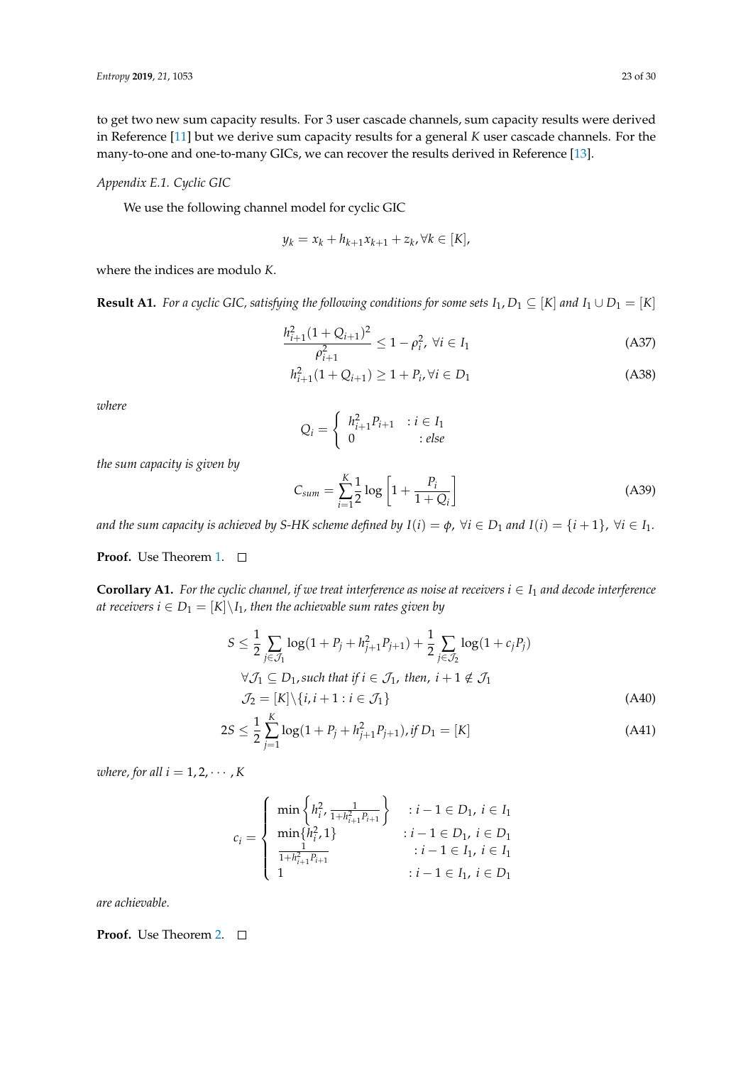to get two new sum capacity results. For 3 user cascade channels, sum capacity results were derived in Reference [11] but we derive sum capacity results for a general $K$ user cascade channels. For the many-to-one and one-to-many GICs, we can recover the results derived in Reference [13].

### Appendix E.1. Cyclic GIC

We use the following channel model for cyclic GIC

$$y_k = x_k + h_{k+1}x_{k+1} + z_k, \forall k \in [K],$$

where the indices are modulo $K$.

**Result A1.** *For a cyclic GIC, satisfying the following conditions for some sets $I_1, D_1 \subseteq [K]$ and $I_1 \cup D_1 = [K]$*

$$\frac{h_{i+1}^2(1+Q_{i+1})^2}{\rho_{i+1}^2} \leq 1 - \rho_i^2, \ \forall i \in I_1 \tag{A37}$$

$$h_{i+1}^2(1+Q_{i+1}) \geq 1 + P_i, \forall i \in D_1 \tag{A38}$$

*where*

$$Q_i = \begin{cases} h_{i+1}^2 P_{i+1} & : i \in I_1 \\ 0 & : else \end{cases}$$

*the sum capacity is given by*

$$C_{sum} = \sum_{i=1}^{K} \frac{1}{2} \log \left[1 + \frac{P_i}{1+Q_i}\right] \tag{A39}$$

*and the sum capacity is achieved by S-HK scheme defined by $I(i) = \phi$, $\forall i \in D_1$ and $I(i) = \{i+1\}$, $\forall i \in I_1$.*

**Proof.** Use Theorem 1. □

**Corollary A1.** *For the cyclic channel, if we treat interference as noise at receivers $i \in I_1$ and decode interference at receivers $i \in D_1 = [K] \backslash I_1$, then the achievable sum rates given by*

$$\begin{aligned}
S &\leq \frac{1}{2} \sum_{j \in \mathcal{J}_1} \log(1 + P_j + h_{j+1}^2 P_{j+1}) + \frac{1}{2} \sum_{j \in \mathcal{J}_2} \log(1 + c_j P_j) \\
&\quad \forall \mathcal{J}_1 \subseteq D_1, \text{such that if } i \in \mathcal{J}_1, \text{ then, } i+1 \notin \mathcal{J}_1 \\
&\quad \mathcal{J}_2 = [K] \backslash \{i, i+1 : i \in \mathcal{J}_1\}
\end{aligned} \tag{A40}$$

$$2S \leq \frac{1}{2} \sum_{j=1}^{K} \log(1 + P_j + h_{j+1}^2 P_{j+1}), \text{if } D_1 = [K] \tag{A41}$$

*where, for all $i = 1, 2, \cdots, K$*

$$c_i = \begin{cases} \min\left\{h_i^2, \frac{1}{1+h_{i+1}^2 P_{i+1}}\right\} & : i-1 \in D_1, \ i \in I_1 \\ \min\{h_i^2, 1\} & : i-1 \in D_1, \ i \in D_1 \\ \frac{1}{1+h_{i+1}^2 P_{i+1}} & : i-1 \in I_1, \ i \in I_1 \\ 1 & : i-1 \in I_1, \ i \in D_1 \end{cases}$$

*are achievable.*

**Proof.** Use Theorem 2. □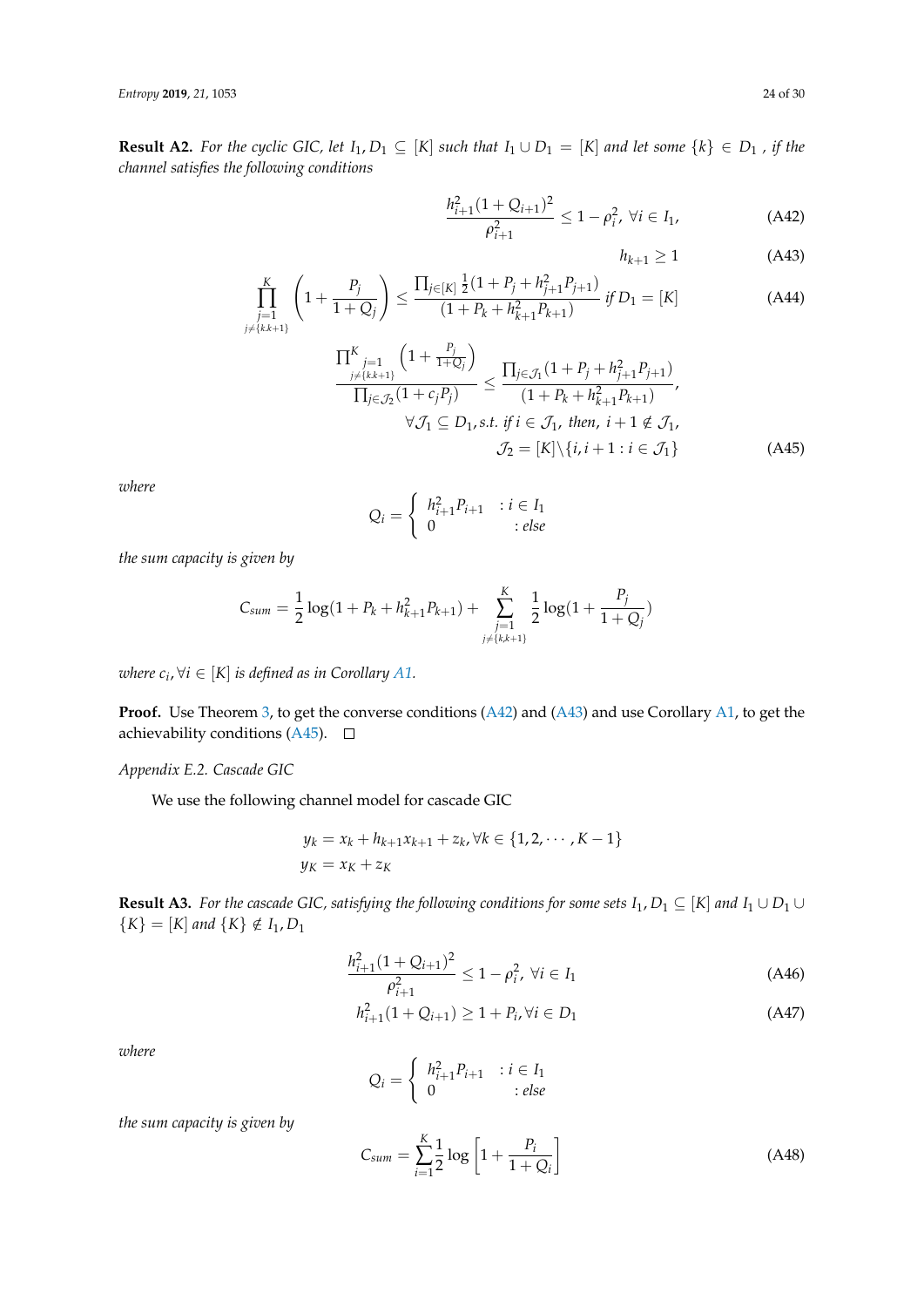**Result A2.** *For the cyclic GIC, let $I_1, D_1 \subseteq [K]$ such that $I_1 \cup D_1 = [K]$ and let some $\{k\} \in D_1$ , if the channel satisfies the following conditions*

$$\frac{h_{i+1}^2(1+Q_{i+1})^2}{\rho_{i+1}^2} \leq 1-\rho_i^2,\ \forall i \in I_1, \tag{A42}$$

$$h_{k+1} \geq 1 \tag{A43}$$

$$\prod_{\substack{j=1 \\ j\neq\{k,k+1\}}}^{K} \left(1+\frac{P_j}{1+Q_j}\right) \leq \frac{\prod_{j\in[K]}\frac{1}{2}(1+P_j+h_{j+1}^2P_{j+1})}{(1+P_k+h_{k+1}^2P_{k+1})}\ \textit{if}\ D_1=[K] \tag{A44}$$

$$\frac{\prod_{\substack{j=1 \\ j\neq\{k,k+1\}}}^{K}\left(1+\frac{P_j}{1+Q_j}\right)}{\prod_{j\in\mathcal{J}_2}(1+c_jP_j)} \leq \frac{\prod_{j\in\mathcal{J}_1}(1+P_j+h_{j+1}^2P_{j+1})}{(1+P_k+h_{k+1}^2P_{k+1})},$$
$$\forall \mathcal{J}_1 \subseteq D_1, \text{s.t. if } i\in\mathcal{J}_1, \text{ then, } i+1\notin\mathcal{J}_1,$$
$$\mathcal{J}_2=[K]\backslash\{i,i+1: i\in\mathcal{J}_1\} \tag{A45}$$

*where*

$$Q_i = \begin{cases} h_{i+1}^2P_{i+1} & : i \in I_1 \\ 0 & : else \end{cases}$$

*the sum capacity is given by*

$$C_{sum} = \frac{1}{2}\log(1+P_k+h_{k+1}^2P_{k+1}) + \sum_{\substack{j=1 \\ j\neq\{k,k+1\}}}^{K} \frac{1}{2}\log(1+\frac{P_j}{1+Q_j})$$

*where $c_i, \forall i \in [K]$ is defined as in Corollary A1.*

**Proof.** Use Theorem 3, to get the converse conditions (A42) and (A43) and use Corollary A1, to get the achievability conditions (A45). □

*Appendix E.2. Cascade GIC*

We use the following channel model for cascade GIC

$$y_k = x_k + h_{k+1}x_{k+1} + z_k, \forall k \in \{1,2,\cdots,K-1\}$$
$$y_K = x_K + z_K$$

**Result A3.** *For the cascade GIC, satisfying the following conditions for some sets $I_1, D_1 \subseteq [K]$ and $I_1 \cup D_1 \cup \{K\} = [K]$ and $\{K\} \notin I_1, D_1$*

$$\frac{h_{i+1}^2(1+Q_{i+1})^2}{\rho_{i+1}^2} \leq 1-\rho_i^2,\ \forall i \in I_1 \tag{A46}$$

$$h_{i+1}^2(1+Q_{i+1}) \geq 1+P_i, \forall i \in D_1 \tag{A47}$$

*where*

$$Q_i = \begin{cases} h_{i+1}^2P_{i+1} & : i \in I_1 \\ 0 & : else \end{cases}$$

*the sum capacity is given by*

$$C_{sum} = \sum_{i=1}^{K}\frac{1}{2}\log\left[1+\frac{P_i}{1+Q_i}\right] \tag{A48}$$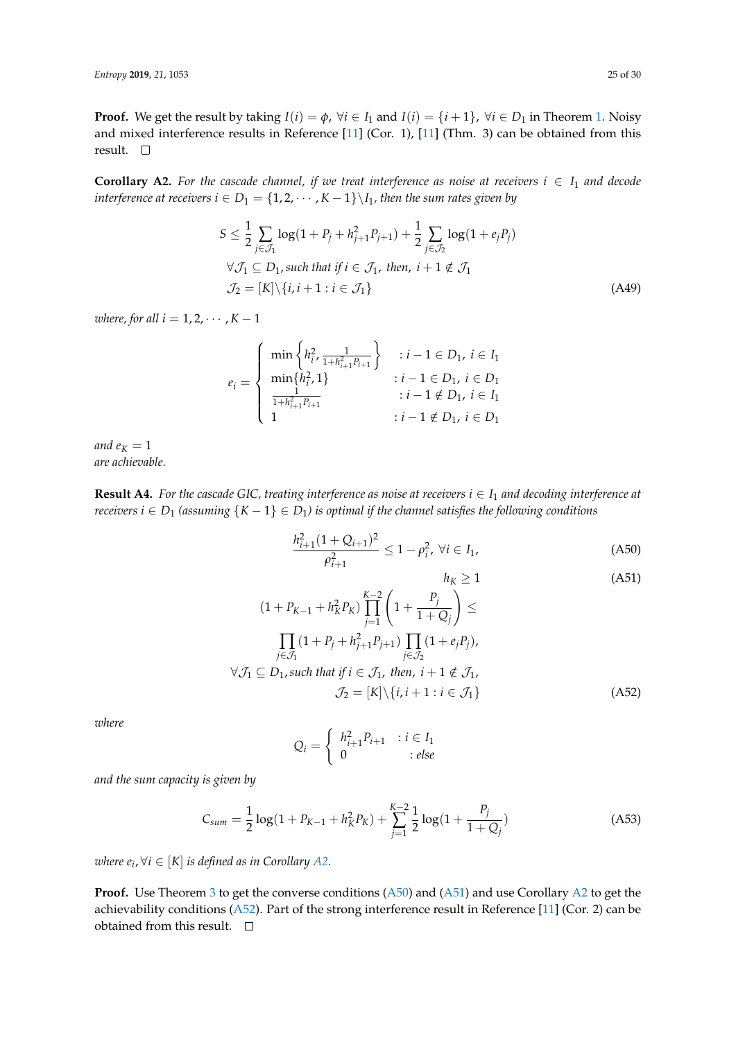**Proof.** We get the result by taking $I(i) = \phi$, $\forall i \in I_1$ and $I(i) = \{i+1\}$, $\forall i \in D_1$ in Theorem 1. Noisy and mixed interference results in Reference [11] (Cor. 1), [11] (Thm. 3) can be obtained from this result. $\square$

**Corollary A2.** *For the cascade channel, if we treat interference as noise at receivers $i \in I_1$ and decode interference at receivers $i \in D_1 = \{1, 2, \cdots, K-1\} \backslash I_1$, then the sum rates given by*

$$
\begin{aligned}
&S \leq \frac{1}{2} \sum_{j \in \mathcal{J}_1} \log(1 + P_j + h_{j+1}^2 P_{j+1}) + \frac{1}{2} \sum_{j \in \mathcal{J}_2} \log(1 + e_j P_j) \\
&\forall \mathcal{J}_1 \subseteq D_1, \text{such that if } i \in \mathcal{J}_1, \text{ then, } i+1 \notin \mathcal{J}_1 \\
&\mathcal{J}_2 = [K] \backslash \{i, i+1 : i \in \mathcal{J}_1\}
\end{aligned}
\tag{A49}
$$

*where, for all $i = 1, 2, \cdots, K-1$*

$$
e_i = \begin{cases} \min\left\{h_i^2, \frac{1}{1+h_{i+1}^2 P_{i+1}}\right\} & : i-1 \in D_1, \ i \in I_1 \\ \min\{h_i^2, 1\} & : i-1 \in D_1, \ i \in D_1 \\ \frac{1}{1+h_{i+1}^2 P_{i+1}} & : i-1 \notin D_1, \ i \in I_1 \\ 1 & : i-1 \notin D_1, \ i \in D_1 \end{cases}
$$

*and $e_K = 1$*
*are achievable.*

**Result A4.** *For the cascade GIC, treating interference as noise at receivers $i \in I_1$ and decoding interference at receivers $i \in D_1$ (assuming $\{K-1\} \in D_1$) is optimal if the channel satisfies the following conditions*

$$
\frac{h_{i+1}^2 (1 + Q_{i+1})^2}{\rho_{i+1}^2} \leq 1 - \rho_i^2, \ \forall i \in I_1, \tag{A50}
$$

$$
h_K \geq 1 \tag{A51}
$$

$$
\begin{aligned}
(1 + P_{K-1} + h_K^2 P_K) \prod_{j=1}^{K-2} \left(1 + \frac{P_j}{1+Q_j}\right) &\leq \\
\prod_{j \in \mathcal{J}_1} (1 + P_j + h_{j+1}^2 P_{j+1}) &\prod_{j \in \mathcal{J}_2} (1 + e_j P_j), \\
\forall \mathcal{J}_1 \subseteq D_1, \text{such that if } i \in \mathcal{J}_1, \text{ then, } &i+1 \notin \mathcal{J}_1, \\
\mathcal{J}_2 = [K] \backslash &\{i, i+1 : i \in \mathcal{J}_1\}
\end{aligned}
\tag{A52}
$$

*where*

$$
Q_i = \begin{cases} h_{i+1}^2 P_{i+1} & : i \in I_1 \\ 0 & : else \end{cases}
$$

*and the sum capacity is given by*

$$
C_{sum} = \frac{1}{2} \log(1 + P_{K-1} + h_K^2 P_K) + \sum_{j=1}^{K-2} \frac{1}{2} \log(1 + \frac{P_j}{1+Q_j}) \tag{A53}
$$

*where $e_i, \forall i \in [K]$ is defined as in Corollary A2.*

**Proof.** Use Theorem 3 to get the converse conditions (A50) and (A51) and use Corollary A2 to get the achievability conditions (A52). Part of the strong interference result in Reference [11] (Cor. 2) can be obtained from this result. $\square$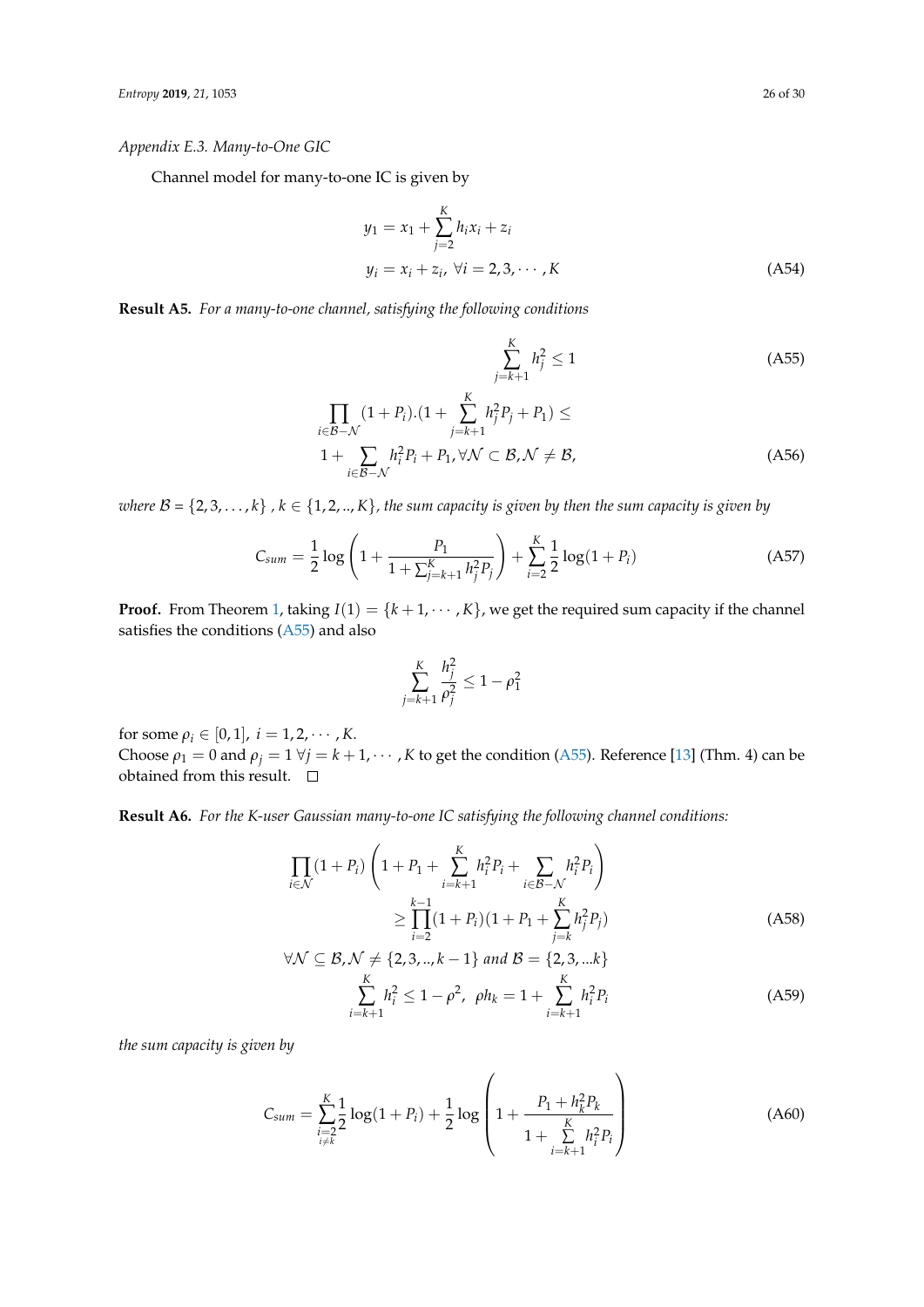### Appendix E.3. Many-to-One GIC

Channel model for many-to-one IC is given by

$$
\begin{aligned}
y_1 &= x_1 + \sum_{j=2}^{K} h_i x_i + z_i \\
y_i &= x_i + z_i, \ \forall i = 2, 3, \cdots, K
\end{aligned}
\tag{A54}
$$

**Result A5.** *For a many-to-one channel, satisfying the following conditions*

$$
\sum_{j=k+1}^{K} h_j^2 \leq 1 \tag{A55}
$$

$$
\begin{aligned}
&\prod_{i \in \mathcal{B}-\mathcal{N}} (1 + P_i).(1 + \sum_{j=k+1}^{K} h_j^2 P_j + P_1) \leq \\
&1 + \sum_{i \in \mathcal{B}-\mathcal{N}} h_i^2 P_i + P_1, \forall \mathcal{N} \subset \mathcal{B}, \mathcal{N} \neq \mathcal{B},
\end{aligned}
\tag{A56}
$$

*where $\mathcal{B} = \{2, 3, \ldots, k\}$ , $k \in \{1, 2, .., K\}$, the sum capacity is given by then the sum capacity is given by*

$$
C_{sum} = \frac{1}{2} \log \left( 1 + \frac{P_1}{1 + \sum_{j=k+1}^{K} h_j^2 P_j} \right) + \sum_{i=2}^{K} \frac{1}{2} \log(1 + P_i) \tag{A57}
$$

**Proof.** From Theorem 1, taking $I(1) = \{k+1, \cdots, K\}$, we get the required sum capacity if the channel satisfies the conditions (A55) and also

$$
\sum_{j=k+1}^{K} \frac{h_j^2}{\rho_j^2} \leq 1 - \rho_1^2
$$

for some $\rho_i \in [0, 1]$, $i = 1, 2, \cdots, K$.
Choose $\rho_1 = 0$ and $\rho_j = 1 \ \forall j = k+1, \cdots, K$ to get the condition (A55). Reference [13] (Thm. 4) can be obtained from this result. □

**Result A6.** *For the K-user Gaussian many-to-one IC satisfying the following channel conditions:*

$$
\begin{aligned}
\prod_{i \in \mathcal{N}} (1 + P_i) \left( 1 + P_1 + \sum_{i=k+1}^{K} h_i^2 P_i + \sum_{i \in \mathcal{B}-\mathcal{N}} h_i^2 P_i \right) \\
\geq \prod_{i=2}^{k-1} (1 + P_i)(1 + P_1 + \sum_{j=k}^{K} h_j^2 P_j)
\end{aligned}
\tag{A58}
$$

$$
\forall \mathcal{N} \subseteq \mathcal{B}, \mathcal{N} \neq \{2, 3, .., k-1\} \text{ and } \mathcal{B} = \{2, 3, ...k\}
$$

$$
\sum_{i=k+1}^{K} h_i^2 \leq 1 - \rho^2, \ \ \rho h_k = 1 + \sum_{i=k+1}^{K} h_i^2 P_i \tag{A59}
$$

*the sum capacity is given by*

$$
C_{sum} = \sum_{\substack{i=2 \\ i \neq k}}^{K} \frac{1}{2} \log(1 + P_i) + \frac{1}{2} \log \left( 1 + \frac{P_1 + h_k^2 P_k}{1 + \sum\limits_{i=k+1}^{K} h_i^2 P_i} \right) \tag{A60}
$$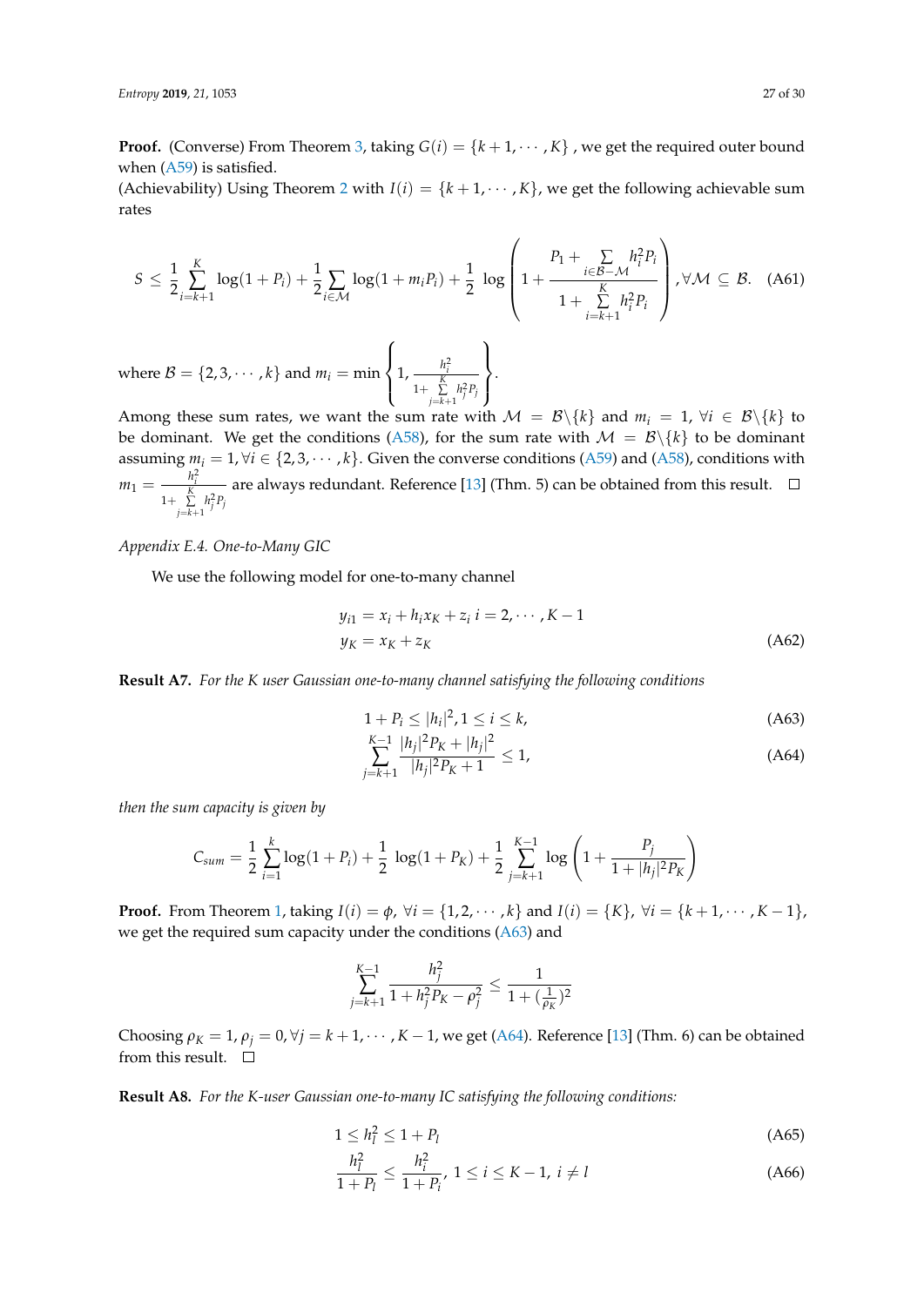**Proof.** (Converse) From Theorem 3, taking $G(i) = \{k+1, \cdots, K\}$, we get the required outer bound when (A59) is satisfied.
(Achievability) Using Theorem 2 with $I(i) = \{k+1, \cdots, K\}$, we get the following achievable sum rates

$$S \leq \frac{1}{2}\sum_{i=k+1}^{K} \log(1+P_i) + \frac{1}{2}\sum_{i\in\mathcal{M}} \log(1+m_iP_i) + \frac{1}{2}\log\left(1+\frac{P_1 + \sum\limits_{i\in\mathcal{B}-\mathcal{M}} h_i^2 P_i}{1+\sum\limits_{i=k+1}^{K} h_i^2 P_i}\right), \forall\mathcal{M} \subseteq \mathcal{B}. \quad \text{(A61)}$$

where $\mathcal{B} = \{2, 3, \cdots, k\}$ and $m_i = \min\left\{1, \frac{h_i^2}{1+\sum\limits_{j=k+1}^{K} h_j^2 P_j}\right\}$.
Among these sum rates, we want the sum rate with $\mathcal{M} = \mathcal{B}\backslash\{k\}$ and $m_i = 1$, $\forall i \in \mathcal{B}\backslash\{k\}$ to be dominant. We get the conditions (A58), for the sum rate with $\mathcal{M} = \mathcal{B}\backslash\{k\}$ to be dominant assuming $m_i = 1, \forall i \in \{2, 3, \cdots, k\}$. Given the converse conditions (A59) and (A58), conditions with $m_1 = \frac{h_i^2}{1+\sum\limits_{j=k+1}^{K} h_j^2 P_j}$ are always redundant. Reference [13] (Thm. 5) can be obtained from this result. □

*Appendix E.4. One-to-Many GIC*

We use the following model for one-to-many channel

$$\begin{aligned} y_{i1} &= x_i + h_i x_K + z_i \; i = 2, \cdots, K-1 \\ y_K &= x_K + z_K \end{aligned} \quad \text{(A62)}$$

**Result A7.** *For the K user Gaussian one-to-many channel satisfying the following conditions*

$$1 + P_i \leq |h_i|^2, 1 \leq i \leq k, \quad \text{(A63)}$$

$$\sum_{j=k+1}^{K-1} \frac{|h_j|^2 P_K + |h_j|^2}{|h_j|^2 P_K + 1} \leq 1, \quad \text{(A64)}$$

*then the sum capacity is given by*

$$C_{sum} = \frac{1}{2}\sum_{i=1}^{k} \log(1+P_i) + \frac{1}{2}\log(1+P_K) + \frac{1}{2}\sum_{j=k+1}^{K-1} \log\left(1+\frac{P_j}{1+|h_j|^2 P_K}\right)$$

**Proof.** From Theorem 1, taking $I(i) = \phi$, $\forall i = \{1, 2, \cdots, k\}$ and $I(i) = \{K\}$, $\forall i = \{k+1, \cdots, K-1\}$, we get the required sum capacity under the conditions (A63) and

$$\sum_{j=k+1}^{K-1} \frac{h_j^2}{1+h_j^2 P_K - \rho_j^2} \leq \frac{1}{1+(\frac{1}{\rho_K})^2}$$

Choosing $\rho_K = 1, \rho_j = 0, \forall j = k+1, \cdots, K-1$, we get (A64). Reference [13] (Thm. 6) can be obtained from this result. □

**Result A8.** *For the K-user Gaussian one-to-many IC satisfying the following conditions:*

$$1 \leq h_l^2 \leq 1 + P_l \quad \text{(A65)}$$

$$\frac{h_l^2}{1+P_l} \leq \frac{h_i^2}{1+P_i}, \; 1 \leq i \leq K-1, \; i \neq l \quad \text{(A66)}$$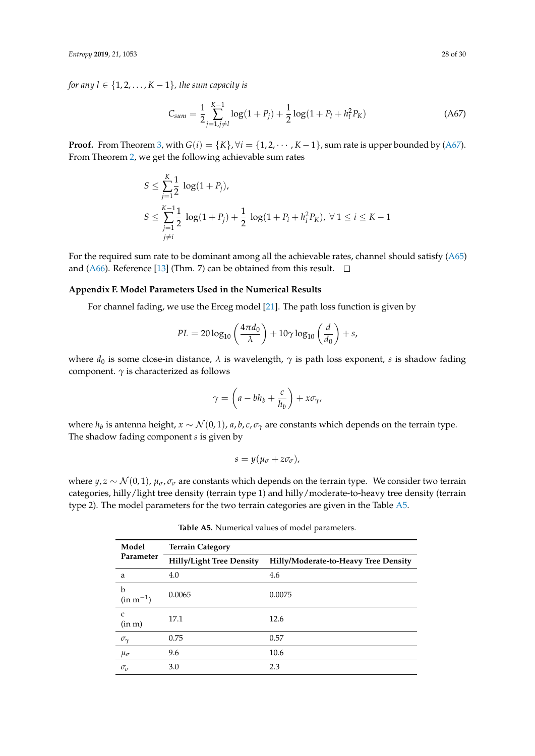*for any* $l \in \{1, 2, \ldots, K-1\}$*, the sum capacity is*

$$C_{sum} = \frac{1}{2} \sum_{j=1, j \neq l}^{K-1} \log(1 + P_j) + \frac{1}{2} \log(1 + P_l + h_l^2 P_K) \tag{A67}$$

**Proof.** From Theorem 3, with $G(i) = \{K\}, \forall i = \{1, 2, \cdots, K-1\}$, sum rate is upper bounded by (A67). From Theorem 2, we get the following achievable sum rates

$$S \leq \sum_{j=1}^{K} \frac{1}{2} \log(1 + P_j),$$

$$S \leq \sum_{\substack{j=1 \\ j \neq i}}^{K-1} \frac{1}{2} \log(1 + P_j) + \frac{1}{2} \log(1 + P_i + h_i^2 P_K), \ \forall\, 1 \leq i \leq K-1$$

For the required sum rate to be dominant among all the achievable rates, channel should satisfy (A65) and (A66). Reference [13] (Thm. 7) can be obtained from this result. $\square$

### Appendix F. Model Parameters Used in the Numerical Results

For channel fading, we use the Erceg model [21]. The path loss function is given by

$$PL = 20 \log_{10}\left(\frac{4\pi d_0}{\lambda}\right) + 10\gamma \log_{10}\left(\frac{d}{d_0}\right) + s,$$

where $d_0$ is some close-in distance, $\lambda$ is wavelength, $\gamma$ is path loss exponent, $s$ is shadow fading component. $\gamma$ is characterized as follows

$$\gamma = \left(a - b h_b + \frac{c}{h_b}\right) + x\sigma_\gamma,$$

where $h_b$ is antenna height, $x \sim \mathcal{N}(0,1)$, $a, b, c, \sigma_\gamma$ are constants which depends on the terrain type. The shadow fading component $s$ is given by

$$s = y(\mu_\sigma + z\sigma_\sigma),$$

where $y, z \sim \mathcal{N}(0,1)$, $\mu_\sigma, \sigma_\sigma$ are constants which depends on the terrain type. We consider two terrain categories, hilly/light tree density (terrain type 1) and hilly/moderate-to-heavy tree density (terrain type 2). The model parameters for the two terrain categories are given in the Table A5.

**Table A5.** Numerical values of model parameters.

| Model Parameter | Terrain Category | |
|---|---|---|
| | **Hilly/Light Tree Density** | **Hilly/Moderate-to-Heavy Tree Density** |
| a | 4.0 | 4.6 |
| b (in $\text{m}^{-1}$) | 0.0065 | 0.0075 |
| c (in m) | 17.1 | 12.6 |
| $\sigma_\gamma$ | 0.75 | 0.57 |
| $\mu_\sigma$ | 9.6 | 10.6 |
| $\sigma_\sigma$ | 3.0 | 2.3 |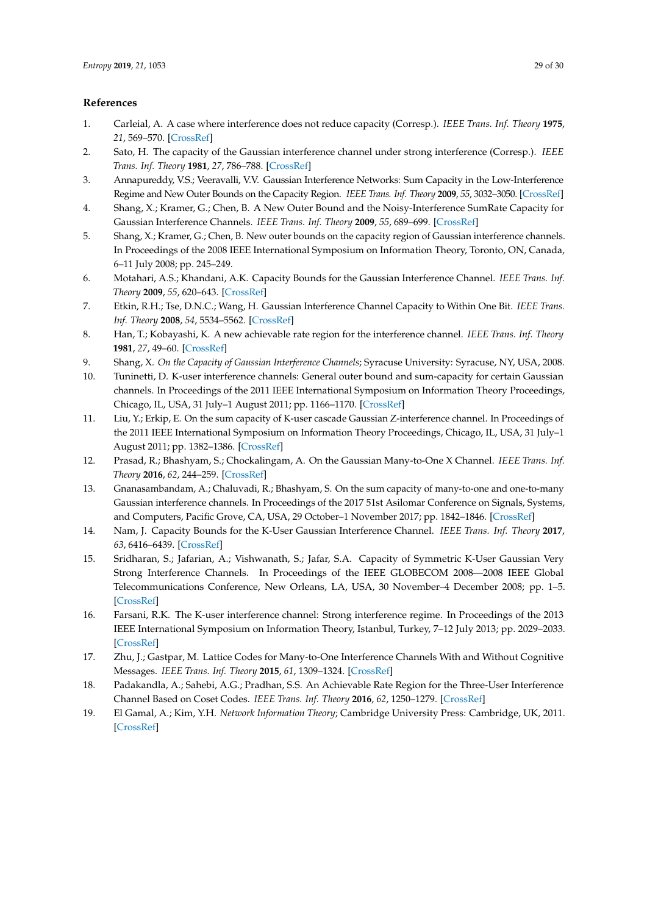## References

1. Carleial, A. A case where interference does not reduce capacity (Corresp.). *IEEE Trans. Inf. Theory* **1975**, *21*, 569–570. [CrossRef]
2. Sato, H. The capacity of the Gaussian interference channel under strong interference (Corresp.). *IEEE Trans. Inf. Theory* **1981**, *27*, 786–788. [CrossRef]
3. Annapureddy, V.S.; Veeravalli, V.V. Gaussian Interference Networks: Sum Capacity in the Low-Interference Regime and New Outer Bounds on the Capacity Region. *IEEE Trans. Inf. Theory* **2009**, *55*, 3032–3050. [CrossRef]
4. Shang, X.; Kramer, G.; Chen, B. A New Outer Bound and the Noisy-Interference SumRate Capacity for Gaussian Interference Channels. *IEEE Trans. Inf. Theory* **2009**, *55*, 689–699. [CrossRef]
5. Shang, X.; Kramer, G.; Chen, B. New outer bounds on the capacity region of Gaussian interference channels. In Proceedings of the 2008 IEEE International Symposium on Information Theory, Toronto, ON, Canada, 6–11 July 2008; pp. 245–249.
6. Motahari, A.S.; Khandani, A.K. Capacity Bounds for the Gaussian Interference Channel. *IEEE Trans. Inf. Theory* **2009**, *55*, 620–643. [CrossRef]
7. Etkin, R.H.; Tse, D.N.C.; Wang, H. Gaussian Interference Channel Capacity to Within One Bit. *IEEE Trans. Inf. Theory* **2008**, *54*, 5534–5562. [CrossRef]
8. Han, T.; Kobayashi, K. A new achievable rate region for the interference channel. *IEEE Trans. Inf. Theory* **1981**, *27*, 49–60. [CrossRef]
9. Shang, X. *On the Capacity of Gaussian Interference Channels*; Syracuse University: Syracuse, NY, USA, 2008.
10. Tuninetti, D. K-user interference channels: General outer bound and sum-capacity for certain Gaussian channels. In Proceedings of the 2011 IEEE International Symposium on Information Theory Proceedings, Chicago, IL, USA, 31 July–1 August 2011; pp. 1166–1170. [CrossRef]
11. Liu, Y.; Erkip, E. On the sum capacity of K-user cascade Gaussian Z-interference channel. In Proceedings of the 2011 IEEE International Symposium on Information Theory Proceedings, Chicago, IL, USA, 31 July–1 August 2011; pp. 1382–1386. [CrossRef]
12. Prasad, R.; Bhashyam, S.; Chockalingam, A. On the Gaussian Many-to-One X Channel. *IEEE Trans. Inf. Theory* **2016**, *62*, 244–259. [CrossRef]
13. Gnanasambandam, A.; Chaluvadi, R.; Bhashyam, S. On the sum capacity of many-to-one and one-to-many Gaussian interference channels. In Proceedings of the 2017 51st Asilomar Conference on Signals, Systems, and Computers, Pacific Grove, CA, USA, 29 October–1 November 2017; pp. 1842–1846. [CrossRef]
14. Nam, J. Capacity Bounds for the K-User Gaussian Interference Channel. *IEEE Trans. Inf. Theory* **2017**, *63*, 6416–6439. [CrossRef]
15. Sridharan, S.; Jafarian, A.; Vishwanath, S.; Jafar, S.A. Capacity of Symmetric K-User Gaussian Very Strong Interference Channels. In Proceedings of the IEEE GLOBECOM 2008—2008 IEEE Global Telecommunications Conference, New Orleans, LA, USA, 30 November–4 December 2008; pp. 1–5. [CrossRef]
16. Farsani, R.K. The K-user interference channel: Strong interference regime. In Proceedings of the 2013 IEEE International Symposium on Information Theory, Istanbul, Turkey, 7–12 July 2013; pp. 2029–2033. [CrossRef]
17. Zhu, J.; Gastpar, M. Lattice Codes for Many-to-One Interference Channels With and Without Cognitive Messages. *IEEE Trans. Inf. Theory* **2015**, *61*, 1309–1324. [CrossRef]
18. Padakandla, A.; Sahebi, A.G.; Pradhan, S.S. An Achievable Rate Region for the Three-User Interference Channel Based on Coset Codes. *IEEE Trans. Inf. Theory* **2016**, *62*, 1250–1279. [CrossRef]
19. El Gamal, A.; Kim, Y.H. *Network Information Theory*; Cambridge University Press: Cambridge, UK, 2011. [CrossRef]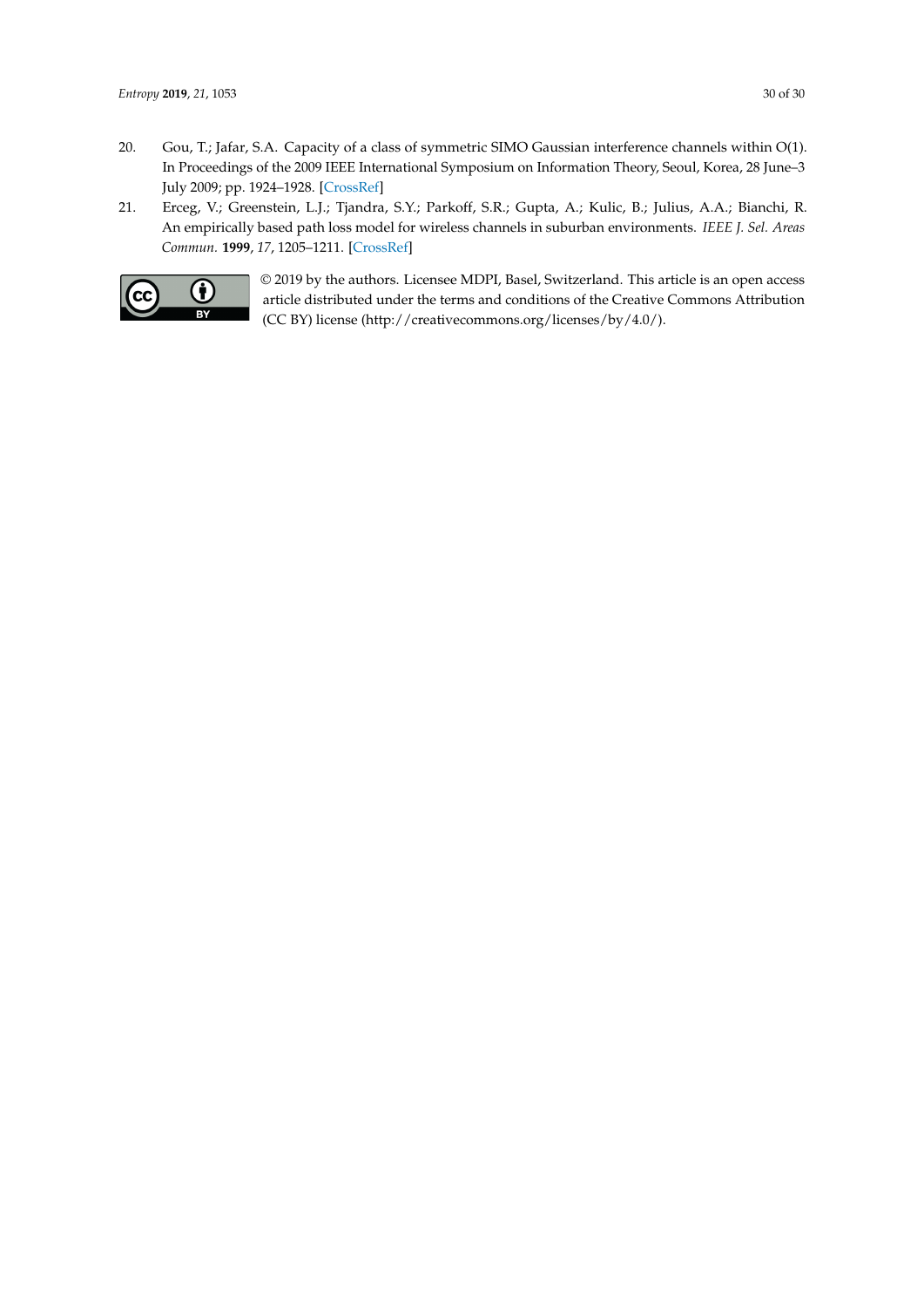20. Gou, T.; Jafar, S.A. Capacity of a class of symmetric SIMO Gaussian interference channels within O(1). In Proceedings of the 2009 IEEE International Symposium on Information Theory, Seoul, Korea, 28 June–3 July 2009; pp. 1924–1928. [CrossRef]
21. Erceg, V.; Greenstein, L.J.; Tjandra, S.Y.; Parkoff, S.R.; Gupta, A.; Kulic, B.; Julius, A.A.; Bianchi, R. An empirically based path loss model for wireless channels in suburban environments. *IEEE J. Sel. Areas Commun.* **1999**, *17*, 1205–1211. [CrossRef]

© 2019 by the authors. Licensee MDPI, Basel, Switzerland. This article is an open access article distributed under the terms and conditions of the Creative Commons Attribution (CC BY) license (http://creativecommons.org/licenses/by/4.0/).